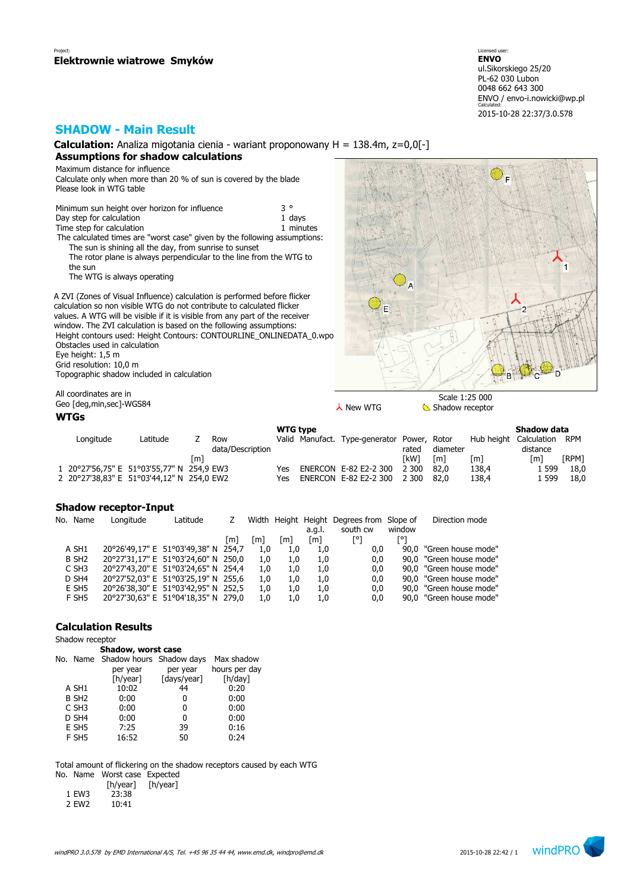Project:

**Elektrownie wiatrowe Smyków**

Licensed user:

**ENVO**
ul.Sikorskiego 25/20
PL-62 030 Lubon
0048 662 643 300
ENVO / envo-i.nowicki@wp.pl

Calculated:

2015-10-28 22:37/3.0.578

# SHADOW - Main Result

**Calculation:** Analiza migotania cienia - wariant proponowany H = 138.4m, z=0,0[-]

## Assumptions for shadow calculations

Maximum distance for influence
Calculate only when more than 20 % of sun is covered by the blade
Please look in WTG table

| | |
|---|---|
| Minimum sun height over horizon for influence | 3 ° |
| Day step for calculation | 1 days |
| Time step for calculation | 1 minutes |

The calculated times are "worst case" given by the following assumptions:
The sun is shining all the day, from sunrise to sunset
The rotor plane is always perpendicular to the line from the WTG to the sun
The WTG is always operating

A ZVI (Zones of Visual Influence) calculation is performed before flicker calculation so non visible WTG do not contribute to calculated flicker values. A WTG will be visible if it is visible from any part of the receiver window. The ZVI calculation is based on the following assumptions:
Height contours used: Height Contours: CONTOURLINE_ONLINEDATA_0.wpo
Obstacles used in calculation
Eye height: 1,5 m
Grid resolution: 10,0 m
Topographic shadow included in calculation

All coordinates are in
Geo [deg,min,sec]-WGS84

Scale 1:25 000
New WTG Shadow receptor

## WTGs

| No. | Longitude | Latitude | Z [m] | Row data/Description | Valid | Manufact. | Type-generator | Power, rated [kW] | Rotor diameter [m] | Hub height [m] | Calculation distance [m] | RPM [RPM] |
|---|---|---|---|---|---|---|---|---|---|---|---|---|
| | | | | | WTG type | | | | | | Shadow data | |
| 1 | 20°27'56,75" E | 51°03'55,77" N | 254,9 | EW3 | Yes | ENERCON | E-82 E2-2 300 | 2 300 | 82,0 | 138,4 | 1 599 | 18,0 |
| 2 | 20°27'38,83" E | 51°03'44,12" N | 254,0 | EW2 | Yes | ENERCON | E-82 E2-2 300 | 2 300 | 82,0 | 138,4 | 1 599 | 18,0 |

## Shadow receptor-Input

| No. | Name | Longitude | Latitude | Z [m] | Width [m] | Height [m] | Height a.g.l. [m] | Degrees from south cw [°] | Slope of window [°] | Direction mode |
|---|---|---|---|---|---|---|---|---|---|---|
| A | SH1 | 20°26'49,17" E | 51°03'49,38" N | 254,7 | 1,0 | 1,0 | 1,0 | 0,0 | 90,0 | "Green house mode" |
| B | SH2 | 20°27'31,17" E | 51°03'24,60" N | 250,0 | 1,0 | 1,0 | 1,0 | 0,0 | 90,0 | "Green house mode" |
| C | SH3 | 20°27'43,20" E | 51°03'24,65" N | 254,4 | 1,0 | 1,0 | 1,0 | 0,0 | 90,0 | "Green house mode" |
| D | SH4 | 20°27'52,03" E | 51°03'25,19" N | 255,6 | 1,0 | 1,0 | 1,0 | 0,0 | 90,0 | "Green house mode" |
| E | SH5 | 20°26'38,30" E | 51°03'42,95" N | 252,5 | 1,0 | 1,0 | 1,0 | 0,0 | 90,0 | "Green house mode" |
| F | SH5 | 20°27'30,63" E | 51°04'18,35" N | 279,0 | 1,0 | 1,0 | 1,0 | 0,0 | 90,0 | "Green house mode" |

## Calculation Results

Shadow receptor

| No. | Name | Shadow, worst case: Shadow hours per year [h/year] | Shadow days per year [days/year] | Max shadow hours per day [h/day] |
|---|---|---|---|---|
| A | SH1 | 10:02 | 44 | 0:20 |
| B | SH2 | 0:00 | 0 | 0:00 |
| C | SH3 | 0:00 | 0 | 0:00 |
| D | SH4 | 0:00 | 0 | 0:00 |
| E | SH5 | 7:25 | 39 | 0:16 |
| F | SH5 | 16:52 | 50 | 0:24 |

Total amount of flickering on the shadow receptors caused by each WTG

| No. | Name | Worst case [h/year] | Expected [h/year] |
|---|---|---|---|
| 1 | EW3 | 23:38 | |
| 2 | EW2 | 10:41 | |

windPRO 3.0.578 by EMD International A/S, Tel. +45 96 35 44 44, www.emd.dk, windpro@emd.dk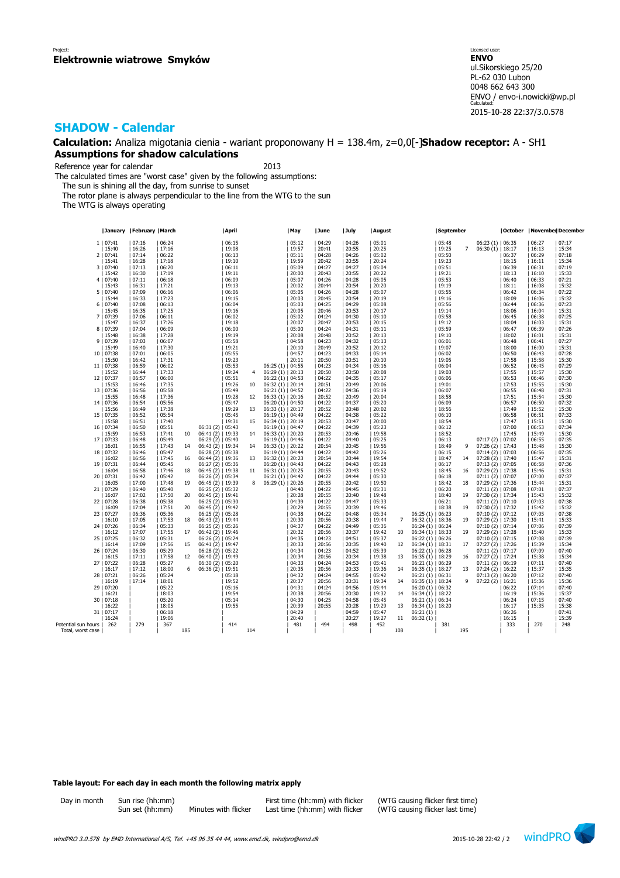Project:
**Elektrownie wiatrowe Smyków**

Licensed user:
**ENVO**
ul.Sikorskiego 25/20
PL-62 030 Lubon
0048 662 643 300
ENVO / envo-i.nowicki@wp.pl
Calculated:
2015-10-28 22:37/3.0.578

## SHADOW - Calendar

**Calculation:** Analiza migotania cienia - wariant proponowany H = 138.4m, z=0,0[-]**Shadow receptor:** A - SH1

### Assumptions for shadow calculations

Reference year for calendar 2013

The calculated times are "worst case" given by the following assumptions:
- The sun is shining all the day, from sunrise to sunset
- The rotor plane is always perpendicular to the line from the WTG to the sun
- The WTG is always operating

| Day | January | February | March | | | April | | | May | June | July | August | | | September | | | October | November | December |
|---|---|---|---|---|---|---|---|---|---|---|---|---|---|---|---|---|---|---|---|---|
| 1 | 07:41 | 07:16 | 06:24 | | | 06:15 | | | 05:12 | 04:29 | 04:26 | 05:01 | | | 05:48 | | 06:23 (1) | 06:35 | 06:27 | 07:17 |
| | 15:40 | 16:26 | 17:16 | | | 19:08 | | | 19:57 | 20:41 | 20:55 | 20:25 | | | 19:25 | 7 | 06:30 (1) | 18:17 | 16:13 | 15:34 |
| 2 | 07:41 | 07:14 | 06:22 | | | 06:13 | | | 05:11 | 04:28 | 04:26 | 05:02 | | | 05:50 | | | 06:37 | 06:29 | 07:18 |
| | 15:41 | 16:28 | 17:18 | | | 19:10 | | | 19:59 | 20:42 | 20:55 | 20:24 | | | 19:23 | | | 18:15 | 16:11 | 15:34 |
| 3 | 07:40 | 07:13 | 06:20 | | | 06:11 | | | 05:09 | 04:27 | 04:27 | 05:04 | | | 05:51 | | | 06:39 | 06:31 | 07:19 |
| | 15:42 | 16:30 | 17:19 | | | 19:11 | | | 20:00 | 20:43 | 20:55 | 20:22 | | | 19:21 | | | 18:13 | 16:10 | 15:33 |
| 4 | 07:40 | 07:11 | 06:18 | | | 06:09 | | | 05:07 | 04:26 | 04:28 | 05:05 | | | 05:53 | | | 06:40 | 06:33 | 07:21 |
| | 15:43 | 16:31 | 17:21 | | | 19:13 | | | 20:02 | 20:44 | 20:54 | 20:20 | | | 19:19 | | | 18:11 | 16:08 | 15:32 |
| 5 | 07:40 | 07:09 | 06:16 | | | 06:06 | | | 05:05 | 04:26 | 04:28 | 05:07 | | | 05:55 | | | 06:42 | 06:34 | 07:22 |
| | 15:44 | 16:33 | 17:23 | | | 19:15 | | | 20:03 | 20:45 | 20:54 | 20:19 | | | 19:16 | | | 18:09 | 16:06 | 15:32 |
| 6 | 07:40 | 07:08 | 06:13 | | | 06:04 | | | 05:03 | 04:25 | 04:29 | 05:08 | | | 05:56 | | | 06:44 | 06:36 | 07:23 |
| | 15:45 | 16:35 | 17:25 | | | 19:16 | | | 20:05 | 20:46 | 20:53 | 20:17 | | | 19:14 | | | 18:06 | 16:04 | 15:31 |
| 7 | 07:39 | 07:06 | 06:11 | | | 06:02 | | | 05:02 | 04:24 | 04:30 | 05:10 | | | 05:58 | | | 06:45 | 06:38 | 07:25 |
| | 15:47 | 16:37 | 17:26 | | | 19:18 | | | 20:07 | 20:47 | 20:53 | 20:15 | | | 19:12 | | | 18:04 | 16:03 | 15:31 |
| 8 | 07:39 | 07:04 | 06:09 | | | 06:00 | | | 05:00 | 04:24 | 04:31 | 05:11 | | | 05:59 | | | 06:47 | 06:39 | 07:26 |
| | 15:48 | 16:38 | 17:28 | | | 19:19 | | | 20:08 | 20:48 | 20:52 | 20:13 | | | 19:10 | | | 18:02 | 16:01 | 15:31 |
| 9 | 07:39 | 07:03 | 06:07 | | | 05:58 | | | 04:58 | 04:23 | 04:32 | 05:13 | | | 06:01 | | | 06:48 | 06:41 | 07:27 |
| | 15:49 | 16:40 | 17:30 | | | 19:21 | | | 20:10 | 20:49 | 20:52 | 20:12 | | | 19:07 | | | 18:00 | 16:00 | 15:31 |
| 10 | 07:38 | 07:01 | 06:05 | | | 05:55 | | | 04:57 | 04:23 | 04:33 | 05:14 | | | 06:02 | | | 06:50 | 06:43 | 07:28 |
| | 15:50 | 16:42 | 17:31 | | | 19:23 | | | 20:11 | 20:50 | 20:51 | 20:10 | | | 19:05 | | | 17:58 | 15:58 | 15:30 |
| 11 | 07:38 | 06:59 | 06:02 | | | 05:53 | | 06:25 (1) | 04:55 | 04:23 | 04:34 | 05:16 | | | 06:04 | | | 06:52 | 06:45 | 07:29 |
| | 15:52 | 16:44 | 17:33 | | | 19:24 | 4 | 06:29 (1) | 20:13 | 20:50 | 20:50 | 20:08 | | | 19:03 | | | 17:55 | 15:57 | 15:30 |
| 12 | 07:37 | 06:57 | 06:00 | | | 05:51 | | 06:22 (1) | 04:53 | 04:22 | 04:35 | 05:17 | | | 06:06 | | | 06:53 | 06:46 | 07:30 |
| | 15:53 | 16:46 | 17:35 | | | 19:26 | 10 | 06:32 (1) | 20:14 | 20:51 | 20:49 | 20:06 | | | 19:01 | | | 17:53 | 15:55 | 15:30 |
| 13 | 07:36 | 06:56 | 05:58 | | | 05:49 | | 06:21 (1) | 04:52 | 04:22 | 04:36 | 05:19 | | | 06:07 | | | 06:55 | 06:48 | 07:31 |
| | 15:55 | 16:48 | 17:36 | | | 19:28 | 12 | 06:33 (1) | 20:16 | 20:52 | 20:49 | 20:04 | | | 18:58 | | | 17:51 | 15:54 | 15:30 |
| 14 | 07:36 | 06:54 | 05:56 | | | 05:47 | | 06:20 (1) | 04:50 | 04:22 | 04:37 | 05:20 | | | 06:09 | | | 06:57 | 06:50 | 07:32 |
| | 15:56 | 16:49 | 17:38 | | | 19:29 | 13 | 06:33 (1) | 20:17 | 20:52 | 20:48 | 20:02 | | | 18:56 | | | 17:49 | 15:52 | 15:30 |
| 15 | 07:35 | 06:52 | 05:54 | | | 05:45 | | 06:19 (1) | 04:49 | 04:22 | 04:38 | 05:22 | | | 06:10 | | | 06:58 | 06:51 | 07:33 |
| | 15:58 | 16:51 | 17:40 | | | 19:31 | 15 | 06:34 (1) | 20:19 | 20:53 | 20:47 | 20:00 | | | 18:54 | | | 17:47 | 15:51 | 15:30 |
| 16 | 07:34 | 06:50 | 05:51 | | 06:31 (2) | 05:43 | | 06:19 (1) | 04:47 | 04:22 | 04:39 | 05:23 | | | 06:12 | | | 07:00 | 06:53 | 07:34 |
| | 15:59 | 16:53 | 17:41 | 10 | 06:41 (2) | 19:33 | 14 | 06:33 (1) | 20:20 | 20:53 | 20:46 | 19:58 | | | 18:52 | | | 17:45 | 15:49 | 15:30 |
| 17 | 07:33 | 06:48 | 05:49 | | 06:29 (2) | 05:40 | | 06:19 (1) | 04:46 | 04:22 | 04:40 | 05:25 | | | 06:13 | | 07:17 (2) | 07:02 | 06:55 | 07:35 |
| | 16:01 | 16:55 | 17:43 | 14 | 06:43 (2) | 19:34 | 14 | 06:33 (1) | 20:22 | 20:54 | 20:45 | 19:56 | | | 18:49 | 9 | 07:26 (2) | 17:43 | 15:48 | 15:30 |
| 18 | 07:32 | 06:46 | 05:47 | | 06:28 (2) | 05:38 | | 06:19 (1) | 04:44 | 04:22 | 04:42 | 05:26 | | | 06:15 | | 07:14 (2) | 07:03 | 06:56 | 07:35 |
| | 16:02 | 16:56 | 17:45 | 16 | 06:44 (2) | 19:36 | 13 | 06:32 (1) | 20:23 | 20:54 | 20:44 | 19:54 | | | 18:47 | 14 | 07:28 (2) | 17:40 | 15:47 | 15:31 |
| 19 | 07:31 | 06:44 | 05:45 | | 06:27 (2) | 05:36 | | 06:20 (1) | 04:43 | 04:22 | 04:43 | 05:28 | | | 06:17 | | 07:13 (2) | 07:05 | 06:58 | 07:36 |
| | 16:04 | 16:58 | 17:46 | 18 | 06:45 (2) | 19:38 | 11 | 06:31 (1) | 20:25 | 20:55 | 20:43 | 19:52 | | | 18:45 | 16 | 07:29 (2) | 17:38 | 15:46 | 15:31 |
| 20 | 07:31 | 06:42 | 05:42 | | 06:26 (2) | 05:34 | | 06:21 (1) | 04:42 | 04:22 | 04:44 | 05:30 | | | 06:18 | | 07:11 (2) | 07:07 | 07:00 | 07:37 |
| | 16:05 | 17:00 | 17:48 | 19 | 06:45 (2) | 19:39 | 8 | 06:29 (1) | 20:26 | 20:55 | 20:42 | 19:50 | | | 18:42 | 18 | 07:29 (2) | 17:36 | 15:44 | 15:31 |
| 21 | 07:29 | 06:40 | 05:40 | | 06:25 (2) | 05:32 | | | 04:40 | 04:22 | 04:45 | 05:31 | | | 06:20 | | 07:11 (2) | 07:08 | 07:01 | 07:37 |
| | 16:07 | 17:02 | 17:50 | 20 | 06:45 (2) | 19:41 | | | 20:28 | 20:55 | 20:40 | 19:48 | | | 18:40 | 19 | 07:30 (2) | 17:34 | 15:43 | 15:32 |
| 22 | 07:28 | 06:38 | 05:38 | | 06:25 (2) | 05:30 | | | 04:39 | 04:22 | 04:47 | 05:33 | | | 06:21 | | 07:11 (2) | 07:10 | 07:03 | 07:38 |
| | 16:09 | 17:04 | 17:51 | 20 | 06:45 (2) | 19:42 | | | 20:29 | 20:55 | 20:39 | 19:46 | | | 18:38 | 19 | 07:30 (2) | 17:32 | 15:42 | 15:32 |
| 23 | 07:27 | 06:36 | 05:36 | | 06:25 (2) | 05:28 | | | 04:38 | 04:22 | 04:48 | 05:34 | | 06:25 (1) | 06:23 | | 07:10 (2) | 07:12 | 07:05 | 07:38 |
| | 16:10 | 17:05 | 17:53 | 18 | 06:43 (2) | 19:44 | | | 20:30 | 20:56 | 20:38 | 19:44 | 7 | 06:32 (1) | 18:36 | 19 | 07:29 (2) | 17:30 | 15:41 | 15:33 |
| 24 | 07:26 | 06:34 | 05:33 | | 06:25 (2) | 05:26 | | | 04:37 | 04:22 | 04:49 | 05:36 | | 06:24 (1) | 06:25 | | 07:10 (2) | 07:14 | 07:06 | 07:39 |
| | 16:12 | 17:07 | 17:55 | 17 | 06:42 (2) | 19:46 | | | 20:32 | 20:56 | 20:37 | 19:42 | 10 | 06:34 (1) | 18:33 | 19 | 07:29 (2) | 17:28 | 15:40 | 15:33 |
| 25 | 07:25 | 06:32 | 05:31 | | 06:26 (2) | 05:24 | | | 04:35 | 04:23 | 04:51 | 05:37 | | 06:22 (1) | 06:26 | | 07:10 (2) | 07:15 | 07:08 | 07:39 |
| | 16:14 | 17:09 | 17:56 | 15 | 06:41 (2) | 19:47 | | | 20:33 | 20:56 | 20:35 | 19:40 | 12 | 06:34 (1) | 18:31 | 17 | 07:27 (2) | 17:26 | 15:39 | 15:34 |
| 26 | 07:24 | 06:30 | 05:29 | | 06:28 (2) | 05:22 | | | 04:34 | 04:23 | 04:52 | 05:39 | | 06:22 (1) | 06:28 | | 07:11 (2) | 07:17 | 07:09 | 07:40 |
| | 16:15 | 17:11 | 17:58 | 12 | 06:40 (2) | 19:49 | | | 20:34 | 20:56 | 20:34 | 19:38 | 13 | 06:35 (1) | 18:29 | 16 | 07:27 (2) | 17:24 | 15:38 | 15:34 |
| 27 | 07:22 | 06:28 | 05:27 | | 06:30 (2) | 05:20 | | | 04:33 | 04:24 | 04:53 | 05:41 | | 06:21 (1) | 06:29 | | 07:11 (2) | 06:19 | 07:11 | 07:40 |
| | 16:17 | 17:12 | 18:00 | 6 | 06:36 (2) | 19:51 | | | 20:35 | 20:56 | 20:33 | 19:36 | 14 | 06:35 (1) | 18:27 | 13 | 07:24 (2) | 16:22 | 15:37 | 15:35 |
| 28 | 07:21 | 06:26 | 05:24 | | | 05:18 | | | 04:32 | 04:24 | 04:55 | 05:42 | | 06:21 (1) | 06:31 | | 07:13 (2) | 06:20 | 07:12 | 07:40 |
| | 16:19 | 17:14 | 18:01 | | | 19:52 | | | 20:37 | 20:56 | 20:31 | 19:34 | 14 | 06:35 (1) | 18:24 | 9 | 07:22 (2) | 16:21 | 15:36 | 15:36 |
| 29 | 07:20 | | 05:22 | | | 05:16 | | | 04:31 | 04:24 | 04:56 | 05:44 | | 06:20 (1) | 06:32 | | | 06:22 | 07:14 | 07:40 |
| | 16:21 | | 18:03 | | | 19:54 | | | 20:38 | 20:56 | 20:30 | 19:32 | 14 | 06:34 (1) | 18:22 | | | 16:19 | 15:36 | 15:37 |
| 30 | 07:18 | | 05:20 | | | 05:14 | | | 04:30 | 04:25 | 04:58 | 05:45 | | 06:21 (1) | 06:34 | | | 06:24 | 07:15 | 07:40 |
| | 16:22 | | 18:05 | | | 19:55 | | | 20:39 | 20:56 | 20:28 | 19:29 | 13 | 06:34 (1) | 18:20 | | | 16:17 | 15:35 | 15:38 |
| 31 | 07:17 | | 06:18 | | | | | | 04:29 | | 04:59 | 05:47 | | 06:21 (1) | | | | 06:26 | | 07:41 |
| | 16:24 | | 19:06 | | | | | | 20:40 | | 20:27 | 19:27 | 11 | 06:32 (1) | | | | 16:15 | | 15:39 |
| Potential sun hours | 262 | 279 | 367 | | | 414 | | | 481 | 494 | 498 | 452 | | | 381 | | | 333 | 270 | 248 |
| Total, worst case | | | | 185 | | | 114 | | | | | | 108 | | | 195 | | | | |

**Table layout: For each day in each month the following matrix apply**

| Day in month | Sun rise (hh:mm) | | First time (hh:mm) with flicker | (WTG causing flicker first time) |
|---|---|---|---|---|
| | Sun set (hh:mm) | Minutes with flicker | Last time (hh:mm) with flicker | (WTG causing flicker last time) |

*windPRO 3.0.578 by EMD International A/S, Tel. +45 96 35 44 44, www.emd.dk, windpro@emd.dk*

2015-10-28 22:42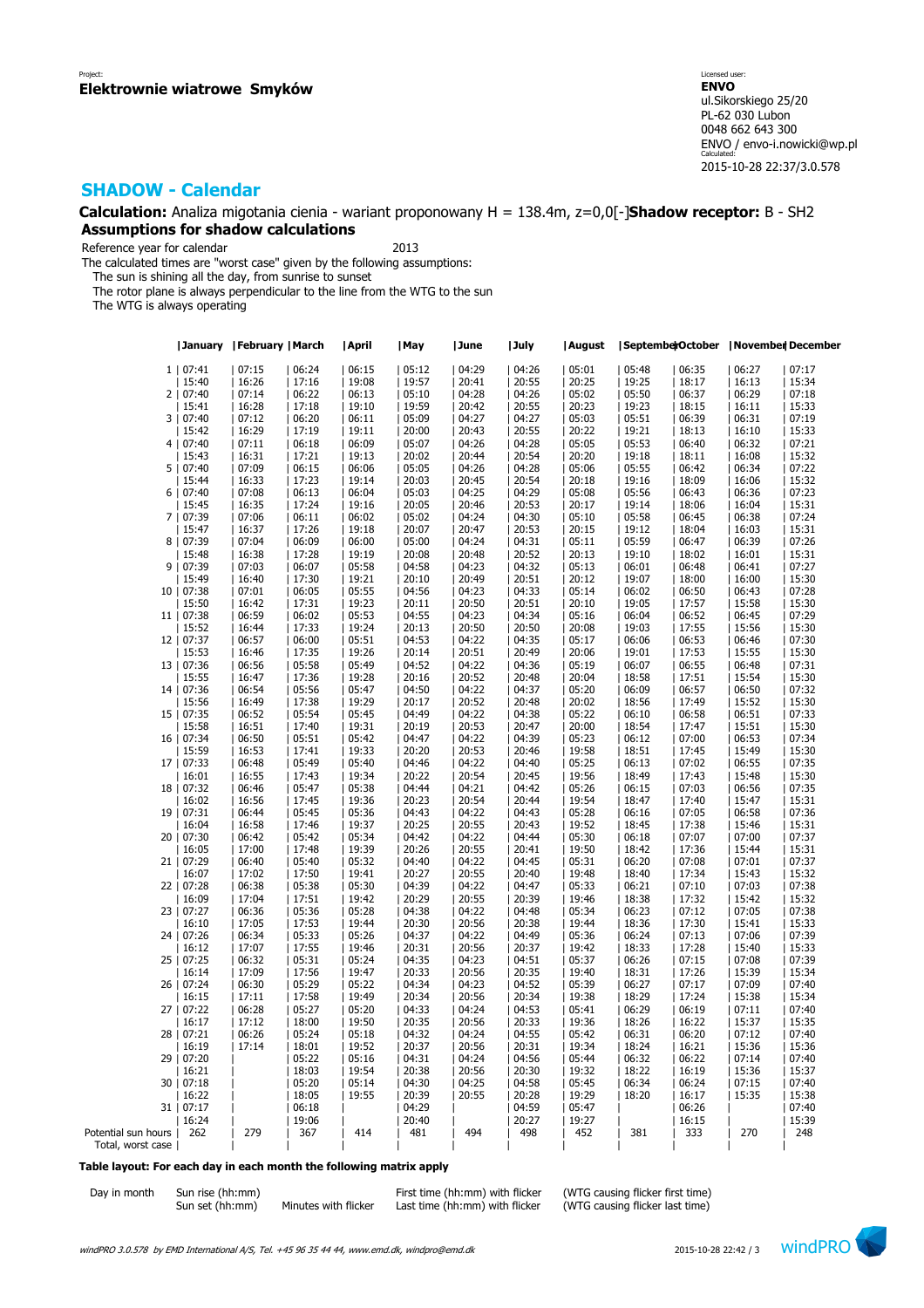Project:
**Elektrownie wiatrowe Smyków**

Licensed user:
**ENVO**
ul.Sikorskiego 25/20
PL-62 030 Lubon
0048 662 643 300
ENVO / envo-i.nowicki@wp.pl
Calculated:
2015-10-28 22:37/3.0.578

## SHADOW - Calendar

**Calculation:** Analiza migotania cienia - wariant proponowany H = 138.4m, z=0,0[-]**Shadow receptor:** B - SH2

### Assumptions for shadow calculations

Reference year for calendar 2013

The calculated times are "worst case" given by the following assumptions:
- The sun is shining all the day, from sunrise to sunset
- The rotor plane is always perpendicular to the line from the WTG to the sun
- The WTG is always operating

| | January | February | March | April | May | June | July | August | September | October | November | December |
|---|---|---|---|---|---|---|---|---|---|---|---|---|
| 1 | 07:41 | 07:15 | 06:24 | 06:15 | 05:12 | 04:29 | 04:26 | 05:01 | 05:48 | 06:35 | 06:27 | 07:17 |
| | 15:40 | 16:26 | 17:16 | 19:08 | 19:57 | 20:41 | 20:55 | 20:25 | 19:25 | 18:17 | 16:13 | 15:34 |
| 2 | 07:40 | 07:14 | 06:22 | 06:13 | 05:10 | 04:28 | 04:26 | 05:02 | 05:50 | 06:37 | 06:29 | 07:18 |
| | 15:41 | 16:28 | 17:18 | 19:10 | 19:59 | 20:42 | 20:55 | 20:23 | 19:23 | 18:15 | 16:11 | 15:33 |
| 3 | 07:40 | 07:12 | 06:20 | 06:11 | 05:09 | 04:27 | 04:27 | 05:03 | 05:51 | 06:39 | 06:31 | 07:19 |
| | 15:42 | 16:29 | 17:19 | 19:11 | 20:00 | 20:43 | 20:55 | 20:22 | 19:21 | 18:13 | 16:10 | 15:33 |
| 4 | 07:40 | 07:11 | 06:18 | 06:09 | 05:07 | 04:26 | 04:28 | 05:05 | 05:53 | 06:40 | 06:32 | 07:21 |
| | 15:43 | 16:31 | 17:21 | 19:13 | 20:02 | 20:44 | 20:54 | 20:20 | 19:18 | 18:11 | 16:08 | 15:32 |
| 5 | 07:40 | 07:09 | 06:15 | 06:06 | 05:05 | 04:26 | 04:28 | 05:06 | 05:55 | 06:42 | 06:34 | 07:22 |
| | 15:44 | 16:33 | 17:23 | 19:14 | 20:03 | 20:45 | 20:54 | 20:18 | 19:16 | 18:09 | 16:06 | 15:32 |
| 6 | 07:40 | 07:08 | 06:13 | 06:04 | 05:03 | 04:25 | 04:29 | 05:08 | 05:56 | 06:43 | 06:36 | 07:23 |
| | 15:45 | 16:35 | 17:24 | 19:16 | 20:05 | 20:46 | 20:53 | 20:17 | 19:14 | 18:06 | 16:04 | 15:31 |
| 7 | 07:39 | 07:06 | 06:11 | 06:02 | 05:02 | 04:24 | 04:30 | 05:10 | 05:58 | 06:45 | 06:38 | 07:24 |
| | 15:47 | 16:37 | 17:26 | 19:18 | 20:07 | 20:47 | 20:53 | 20:15 | 19:12 | 18:04 | 16:03 | 15:31 |
| 8 | 07:39 | 07:04 | 06:09 | 06:00 | 05:00 | 04:24 | 04:31 | 05:11 | 05:59 | 06:47 | 06:39 | 07:26 |
| | 15:48 | 16:38 | 17:28 | 19:19 | 20:08 | 20:48 | 20:52 | 20:13 | 19:10 | 18:02 | 16:01 | 15:31 |
| 9 | 07:39 | 07:03 | 06:07 | 05:58 | 04:58 | 04:23 | 04:32 | 05:13 | 06:01 | 06:48 | 06:41 | 07:27 |
| | 15:49 | 16:40 | 17:30 | 19:21 | 20:10 | 20:49 | 20:51 | 20:12 | 19:07 | 18:00 | 16:00 | 15:30 |
| 10 | 07:38 | 07:01 | 06:05 | 05:55 | 04:56 | 04:23 | 04:33 | 05:14 | 06:02 | 06:50 | 06:43 | 07:28 |
| | 15:50 | 16:42 | 17:31 | 19:23 | 20:11 | 20:50 | 20:51 | 20:10 | 19:05 | 17:57 | 15:58 | 15:30 |
| 11 | 07:38 | 06:59 | 06:02 | 05:53 | 04:55 | 04:23 | 04:34 | 05:16 | 06:04 | 06:52 | 06:45 | 07:29 |
| | 15:52 | 16:44 | 17:33 | 19:24 | 20:13 | 20:50 | 20:50 | 20:08 | 19:03 | 17:55 | 15:56 | 15:30 |
| 12 | 07:37 | 06:57 | 06:00 | 05:51 | 04:53 | 04:22 | 04:35 | 05:17 | 06:06 | 06:53 | 06:46 | 07:30 |
| | 15:53 | 16:46 | 17:35 | 19:26 | 20:14 | 20:51 | 20:49 | 20:06 | 19:01 | 17:53 | 15:55 | 15:30 |
| 13 | 07:36 | 06:56 | 05:58 | 05:49 | 04:52 | 04:22 | 04:36 | 05:19 | 06:07 | 06:55 | 06:48 | 07:31 |
| | 15:55 | 16:47 | 17:36 | 19:28 | 20:16 | 20:52 | 20:48 | 20:04 | 18:58 | 17:51 | 15:54 | 15:30 |
| 14 | 07:36 | 06:54 | 05:56 | 05:47 | 04:50 | 04:22 | 04:37 | 05:20 | 06:09 | 06:57 | 06:50 | 07:32 |
| | 15:56 | 16:49 | 17:38 | 19:29 | 20:17 | 20:52 | 20:48 | 20:02 | 18:56 | 17:49 | 15:52 | 15:30 |
| 15 | 07:35 | 06:52 | 05:54 | 05:45 | 04:49 | 04:22 | 04:38 | 05:22 | 06:10 | 06:58 | 06:51 | 07:33 |
| | 15:58 | 16:51 | 17:40 | 19:31 | 20:19 | 20:53 | 20:47 | 20:00 | 18:54 | 17:47 | 15:51 | 15:30 |
| 16 | 07:34 | 06:50 | 05:51 | 05:42 | 04:47 | 04:22 | 04:39 | 05:23 | 06:12 | 07:00 | 06:53 | 07:34 |
| | 15:59 | 16:53 | 17:41 | 19:33 | 20:20 | 20:53 | 20:46 | 19:58 | 18:51 | 17:45 | 15:49 | 15:30 |
| 17 | 07:33 | 06:48 | 05:49 | 05:40 | 04:46 | 04:22 | 04:40 | 05:25 | 06:13 | 07:02 | 06:55 | 07:35 |
| | 16:01 | 16:55 | 17:43 | 19:34 | 20:22 | 20:54 | 20:45 | 19:56 | 18:49 | 17:43 | 15:48 | 15:30 |
| 18 | 07:32 | 06:46 | 05:47 | 05:38 | 04:44 | 04:21 | 04:42 | 05:26 | 06:15 | 07:03 | 06:56 | 07:35 |
| | 16:02 | 16:56 | 17:45 | 19:36 | 20:23 | 20:54 | 20:44 | 19:54 | 18:47 | 17:40 | 15:47 | 15:31 |
| 19 | 07:31 | 06:44 | 05:45 | 05:36 | 04:43 | 04:22 | 04:43 | 05:28 | 06:16 | 07:05 | 06:58 | 07:36 |
| | 16:04 | 16:58 | 17:46 | 19:37 | 20:25 | 20:55 | 20:43 | 19:52 | 18:45 | 17:38 | 15:46 | 15:31 |
| 20 | 07:30 | 06:42 | 05:42 | 05:34 | 04:42 | 04:22 | 04:44 | 05:30 | 06:18 | 07:07 | 07:00 | 07:37 |
| | 16:05 | 17:00 | 17:48 | 19:39 | 20:26 | 20:55 | 20:41 | 19:50 | 18:42 | 17:36 | 15:44 | 15:31 |
| 21 | 07:29 | 06:40 | 05:40 | 05:32 | 04:40 | 04:22 | 04:45 | 05:31 | 06:20 | 07:08 | 07:01 | 07:37 |
| | 16:07 | 17:02 | 17:50 | 19:41 | 20:27 | 20:55 | 20:40 | 19:48 | 18:40 | 17:34 | 15:43 | 15:32 |
| 22 | 07:28 | 06:38 | 05:38 | 05:30 | 04:39 | 04:22 | 04:47 | 05:33 | 06:21 | 07:10 | 07:03 | 07:38 |
| | 16:09 | 17:04 | 17:51 | 19:42 | 20:29 | 20:55 | 20:39 | 19:46 | 18:38 | 17:32 | 15:42 | 15:32 |
| 23 | 07:27 | 06:36 | 05:36 | 05:28 | 04:38 | 04:22 | 04:48 | 05:34 | 06:23 | 07:12 | 07:05 | 07:38 |
| | 16:10 | 17:05 | 17:53 | 19:44 | 20:30 | 20:56 | 20:38 | 19:44 | 18:36 | 17:30 | 15:41 | 15:33 |
| 24 | 07:26 | 06:34 | 05:33 | 05:26 | 04:37 | 04:22 | 04:49 | 05:36 | 06:24 | 07:13 | 07:06 | 07:39 |
| | 16:12 | 17:07 | 17:55 | 19:46 | 20:31 | 20:56 | 20:37 | 19:42 | 18:33 | 17:28 | 15:40 | 15:33 |
| 25 | 07:25 | 06:32 | 05:31 | 05:24 | 04:35 | 04:23 | 04:51 | 05:37 | 06:26 | 07:15 | 07:08 | 07:39 |
| | 16:14 | 17:09 | 17:56 | 19:47 | 20:33 | 20:56 | 20:35 | 19:40 | 18:31 | 17:26 | 15:39 | 15:34 |
| 26 | 07:24 | 06:30 | 05:29 | 05:22 | 04:34 | 04:23 | 04:52 | 05:39 | 06:27 | 07:17 | 07:09 | 07:40 |
| | 16:15 | 17:11 | 17:58 | 19:49 | 20:34 | 20:56 | 20:34 | 19:38 | 18:29 | 17:24 | 15:38 | 15:34 |
| 27 | 07:22 | 06:28 | 05:27 | 05:20 | 04:33 | 04:24 | 04:53 | 05:41 | 06:29 | 06:19 | 07:11 | 07:40 |
| | 16:17 | 17:12 | 18:00 | 19:50 | 20:35 | 20:56 | 20:33 | 19:36 | 18:26 | 16:22 | 15:37 | 15:35 |
| 28 | 07:21 | 06:26 | 05:24 | 05:18 | 04:32 | 04:24 | 04:55 | 05:42 | 06:31 | 06:20 | 07:12 | 07:40 |
| | 16:19 | 17:14 | 18:01 | 19:52 | 20:37 | 20:56 | 20:31 | 19:34 | 18:24 | 16:21 | 15:36 | 15:36 |
| 29 | 07:20 | | 05:22 | 05:16 | 04:31 | 04:24 | 04:56 | 05:44 | 06:32 | 06:22 | 07:14 | 07:40 |
| | 16:21 | | 18:03 | 19:54 | 20:38 | 20:56 | 20:30 | 19:32 | 18:22 | 16:19 | 15:36 | 15:37 |
| 30 | 07:18 | | 05:20 | 05:14 | 04:30 | 04:25 | 04:58 | 05:45 | 06:34 | 06:24 | 07:15 | 07:40 |
| | 16:22 | | 18:05 | 19:55 | 20:39 | 20:55 | 20:28 | 19:29 | 18:20 | 16:17 | 15:35 | 15:38 |
| 31 | 07:17 | | 06:18 | | 04:29 | | 04:59 | 05:47 | | 06:26 | | 07:40 |
| | 16:24 | | 19:06 | | 20:40 | | 20:27 | 19:27 | | 16:15 | | 15:39 |
| Potential sun hours | 262 | 279 | 367 | 414 | 481 | 494 | 498 | 452 | 381 | 333 | 270 | 248 |
| Total, worst case | | | | | | | | | | | | |

**Table layout: For each day in each month the following matrix apply**

| Day in month | Sun rise (hh:mm) | | First time (hh:mm) with flicker | (WTG causing flicker first time) |
|---|---|---|---|---|
| | Sun set (hh:mm) | Minutes with flicker | Last time (hh:mm) with flicker | (WTG causing flicker last time) |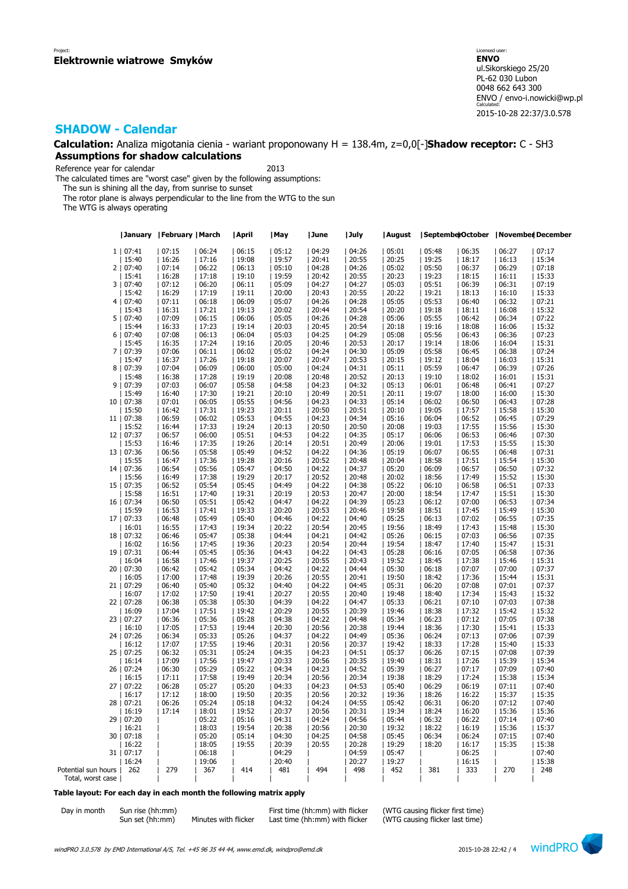Project:
**Elektrownie wiatrowe Smyków**

Licensed user:
**ENVO**
ul.Sikorskiego 25/20
PL-62 030 Lubon
0048 662 643 300
ENVO / envo-i.nowicki@wp.pl
Calculated:
2015-10-28 22:37/3.0.578

## SHADOW - Calendar

**Calculation:** Analiza migotania cienia - wariant proponowany H = 138.4m, z=0,0[-]**Shadow receptor:** C - SH3

### Assumptions for shadow calculations

Reference year for calendar 2013

The calculated times are "worst case" given by the following assumptions:
The sun is shining all the day, from sunrise to sunset
The rotor plane is always perpendicular to the line from the WTG to the sun
The WTG is always operating

| | January | February | March | April | May | June | July | August | September | October | November | December |
|---|---|---|---|---|---|---|---|---|---|---|---|---|
| 1 | 07:41 | 07:15 | 06:24 | 06:15 | 05:12 | 04:29 | 04:26 | 05:01 | 05:48 | 06:35 | 06:27 | 07:17 |
| | 15:40 | 16:26 | 17:16 | 19:08 | 19:57 | 20:41 | 20:55 | 20:25 | 19:25 | 18:17 | 16:13 | 15:34 |
| 2 | 07:40 | 07:14 | 06:22 | 06:13 | 05:10 | 04:28 | 04:26 | 05:02 | 05:50 | 06:37 | 06:29 | 07:18 |
| | 15:41 | 16:28 | 17:18 | 19:10 | 19:59 | 20:42 | 20:55 | 20:23 | 19:23 | 18:15 | 16:11 | 15:33 |
| 3 | 07:40 | 07:12 | 06:20 | 06:11 | 05:09 | 04:27 | 04:27 | 05:03 | 05:51 | 06:39 | 06:31 | 07:19 |
| | 15:42 | 16:29 | 17:19 | 19:11 | 20:00 | 20:43 | 20:55 | 20:22 | 19:21 | 18:13 | 16:10 | 15:33 |
| 4 | 07:40 | 07:11 | 06:18 | 06:09 | 05:07 | 04:26 | 04:28 | 05:05 | 05:53 | 06:40 | 06:32 | 07:21 |
| | 15:43 | 16:31 | 17:21 | 19:13 | 20:02 | 20:44 | 20:54 | 20:20 | 19:18 | 18:11 | 16:08 | 15:32 |
| 5 | 07:40 | 07:09 | 06:15 | 06:06 | 05:05 | 04:26 | 04:28 | 05:06 | 05:55 | 06:42 | 06:34 | 07:22 |
| | 15:44 | 16:33 | 17:23 | 19:14 | 20:03 | 20:45 | 20:54 | 20:18 | 19:16 | 18:08 | 16:06 | 15:32 |
| 6 | 07:40 | 07:08 | 06:13 | 06:04 | 05:03 | 04:25 | 04:29 | 05:08 | 05:56 | 06:43 | 06:36 | 07:23 |
| | 15:45 | 16:35 | 17:24 | 19:16 | 20:05 | 20:46 | 20:53 | 20:17 | 19:14 | 18:06 | 16:04 | 15:31 |
| 7 | 07:39 | 07:06 | 06:11 | 06:02 | 05:02 | 04:24 | 04:30 | 05:09 | 05:58 | 06:45 | 06:38 | 07:24 |
| | 15:47 | 16:37 | 17:26 | 19:18 | 20:07 | 20:47 | 20:53 | 20:15 | 19:12 | 18:04 | 16:03 | 15:31 |
| 8 | 07:39 | 07:04 | 06:09 | 06:00 | 05:00 | 04:24 | 04:31 | 05:11 | 05:59 | 06:47 | 06:39 | 07:26 |
| | 15:48 | 16:38 | 17:28 | 19:19 | 20:08 | 20:48 | 20:52 | 20:13 | 19:10 | 18:02 | 16:01 | 15:31 |
| 9 | 07:39 | 07:03 | 06:07 | 05:58 | 04:58 | 04:23 | 04:32 | 05:13 | 06:01 | 06:48 | 06:41 | 07:27 |
| | 15:49 | 16:40 | 17:30 | 19:21 | 20:10 | 20:49 | 20:51 | 20:11 | 19:07 | 18:00 | 16:00 | 15:30 |
| 10 | 07:38 | 07:01 | 06:05 | 05:55 | 04:56 | 04:23 | 04:33 | 05:14 | 06:02 | 06:50 | 06:43 | 07:28 |
| | 15:50 | 16:42 | 17:31 | 19:23 | 20:11 | 20:50 | 20:51 | 20:10 | 19:05 | 17:57 | 15:58 | 15:30 |
| 11 | 07:38 | 06:59 | 06:02 | 05:53 | 04:55 | 04:23 | 04:34 | 05:16 | 06:04 | 06:52 | 06:45 | 07:29 |
| | 15:52 | 16:44 | 17:33 | 19:24 | 20:13 | 20:50 | 20:50 | 20:08 | 19:03 | 17:55 | 15:56 | 15:30 |
| 12 | 07:37 | 06:57 | 06:00 | 05:51 | 04:53 | 04:22 | 04:35 | 05:17 | 06:06 | 06:53 | 06:46 | 07:30 |
| | 15:53 | 16:46 | 17:35 | 19:26 | 20:14 | 20:51 | 20:49 | 20:06 | 19:01 | 17:53 | 15:55 | 15:30 |
| 13 | 07:36 | 06:56 | 05:58 | 05:49 | 04:52 | 04:22 | 04:36 | 05:19 | 06:07 | 06:55 | 06:48 | 07:31 |
| | 15:55 | 16:47 | 17:36 | 19:28 | 20:16 | 20:52 | 20:48 | 20:04 | 18:58 | 17:51 | 15:54 | 15:30 |
| 14 | 07:36 | 06:54 | 05:56 | 05:47 | 04:50 | 04:22 | 04:37 | 05:20 | 06:09 | 06:57 | 06:50 | 07:32 |
| | 15:56 | 16:49 | 17:38 | 19:29 | 20:17 | 20:52 | 20:48 | 20:02 | 18:56 | 17:49 | 15:52 | 15:30 |
| 15 | 07:35 | 06:52 | 05:54 | 05:45 | 04:49 | 04:22 | 04:38 | 05:22 | 06:10 | 06:58 | 06:51 | 07:33 |
| | 15:58 | 16:51 | 17:40 | 19:31 | 20:19 | 20:53 | 20:47 | 20:00 | 18:54 | 17:47 | 15:51 | 15:30 |
| 16 | 07:34 | 06:50 | 05:51 | 05:42 | 04:47 | 04:22 | 04:39 | 05:23 | 06:12 | 07:00 | 06:53 | 07:34 |
| | 15:59 | 16:53 | 17:41 | 19:33 | 20:20 | 20:53 | 20:46 | 19:58 | 18:51 | 17:45 | 15:49 | 15:30 |
| 17 | 07:33 | 06:48 | 05:49 | 05:40 | 04:46 | 04:22 | 04:40 | 05:25 | 06:13 | 07:02 | 06:55 | 07:35 |
| | 16:01 | 16:55 | 17:43 | 19:34 | 20:22 | 20:54 | 20:45 | 19:56 | 18:49 | 17:43 | 15:48 | 15:30 |
| 18 | 07:32 | 06:46 | 05:47 | 05:38 | 04:44 | 04:21 | 04:42 | 05:26 | 06:15 | 07:03 | 06:56 | 07:35 |
| | 16:02 | 16:56 | 17:45 | 19:36 | 20:23 | 20:54 | 20:44 | 19:54 | 18:47 | 17:40 | 15:47 | 15:31 |
| 19 | 07:31 | 06:44 | 05:45 | 05:36 | 04:43 | 04:22 | 04:43 | 05:28 | 06:16 | 07:05 | 06:58 | 07:36 |
| | 16:04 | 16:58 | 17:46 | 19:37 | 20:25 | 20:55 | 20:43 | 19:52 | 18:45 | 17:38 | 15:46 | 15:31 |
| 20 | 07:30 | 06:42 | 05:42 | 05:34 | 04:42 | 04:22 | 04:44 | 05:30 | 06:18 | 07:07 | 07:00 | 07:37 |
| | 16:05 | 17:00 | 17:48 | 19:39 | 20:26 | 20:55 | 20:41 | 19:50 | 18:42 | 17:36 | 15:44 | 15:31 |
| 21 | 07:29 | 06:40 | 05:40 | 05:32 | 04:40 | 04:22 | 04:45 | 05:31 | 06:20 | 07:08 | 07:01 | 07:37 |
| | 16:07 | 17:02 | 17:50 | 19:41 | 20:27 | 20:55 | 20:40 | 19:48 | 18:40 | 17:34 | 15:43 | 15:32 |
| 22 | 07:28 | 06:38 | 05:38 | 05:30 | 04:39 | 04:22 | 04:47 | 05:33 | 06:21 | 07:10 | 07:03 | 07:38 |
| | 16:09 | 17:04 | 17:51 | 19:42 | 20:29 | 20:55 | 20:39 | 19:46 | 18:38 | 17:32 | 15:42 | 15:32 |
| 23 | 07:27 | 06:36 | 05:36 | 05:28 | 04:38 | 04:22 | 04:48 | 05:34 | 06:23 | 07:12 | 07:05 | 07:38 |
| | 16:10 | 17:05 | 17:53 | 19:44 | 20:30 | 20:56 | 20:38 | 19:44 | 18:36 | 17:30 | 15:41 | 15:33 |
| 24 | 07:26 | 06:34 | 05:33 | 05:26 | 04:37 | 04:22 | 04:49 | 05:36 | 06:24 | 07:13 | 07:06 | 07:39 |
| | 16:12 | 17:07 | 17:55 | 19:46 | 20:31 | 20:56 | 20:37 | 19:42 | 18:33 | 17:28 | 15:40 | 15:33 |
| 25 | 07:25 | 06:32 | 05:31 | 05:24 | 04:35 | 04:23 | 04:51 | 05:37 | 06:26 | 07:15 | 07:08 | 07:39 |
| | 16:14 | 17:09 | 17:56 | 19:47 | 20:33 | 20:56 | 20:35 | 19:40 | 18:31 | 17:26 | 15:39 | 15:34 |
| 26 | 07:24 | 06:30 | 05:29 | 05:22 | 04:34 | 04:23 | 04:52 | 05:39 | 06:27 | 07:17 | 07:09 | 07:40 |
| | 16:15 | 17:11 | 17:58 | 19:49 | 20:34 | 20:56 | 20:34 | 19:38 | 18:29 | 17:24 | 15:38 | 15:34 |
| 27 | 07:22 | 06:28 | 05:27 | 05:20 | 04:33 | 04:23 | 04:53 | 05:40 | 06:29 | 06:19 | 07:11 | 07:40 |
| | 16:17 | 17:12 | 18:00 | 19:50 | 20:35 | 20:56 | 20:32 | 19:36 | 18:26 | 16:22 | 15:37 | 15:35 |
| 28 | 07:21 | 06:26 | 05:24 | 05:18 | 04:32 | 04:24 | 04:55 | 05:42 | 06:31 | 06:20 | 07:12 | 07:40 |
| | 16:19 | 17:14 | 18:01 | 19:52 | 20:37 | 20:56 | 20:31 | 19:34 | 18:24 | 16:20 | 15:36 | 15:36 |
| 29 | 07:20 | | 05:22 | 05:16 | 04:31 | 04:24 | 04:56 | 05:44 | 06:32 | 06:22 | 07:14 | 07:40 |
| | 16:21 | | 18:03 | 19:54 | 20:38 | 20:56 | 20:30 | 19:32 | 18:22 | 16:19 | 15:36 | 15:37 |
| 30 | 07:18 | | 05:20 | 05:14 | 04:30 | 04:25 | 04:58 | 05:45 | 06:34 | 06:24 | 07:15 | 07:40 |
| | 16:22 | | 18:05 | 19:55 | 20:39 | 20:55 | 20:28 | 19:29 | 18:20 | 16:17 | 15:35 | 15:38 |
| 31 | 07:17 | | 06:18 | | 04:29 | | 04:59 | 05:47 | | 06:25 | | 07:40 |
| | 16:24 | | 19:06 | | 20:40 | | 20:27 | 19:27 | | 16:15 | | 15:38 |
| Potential sun hours | 262 | 279 | 367 | 414 | 481 | 494 | 498 | 452 | 381 | 333 | 270 | 248 |
| Total, worst case | | | | | | | | | | | | |

**Table layout: For each day in each month the following matrix apply**

| Day in month | Sun rise (hh:mm) | | First time (hh:mm) with flicker | (WTG causing flicker first time) |
|---|---|---|---|---|
| | Sun set (hh:mm) | Minutes with flicker | Last time (hh:mm) with flicker | (WTG causing flicker last time) |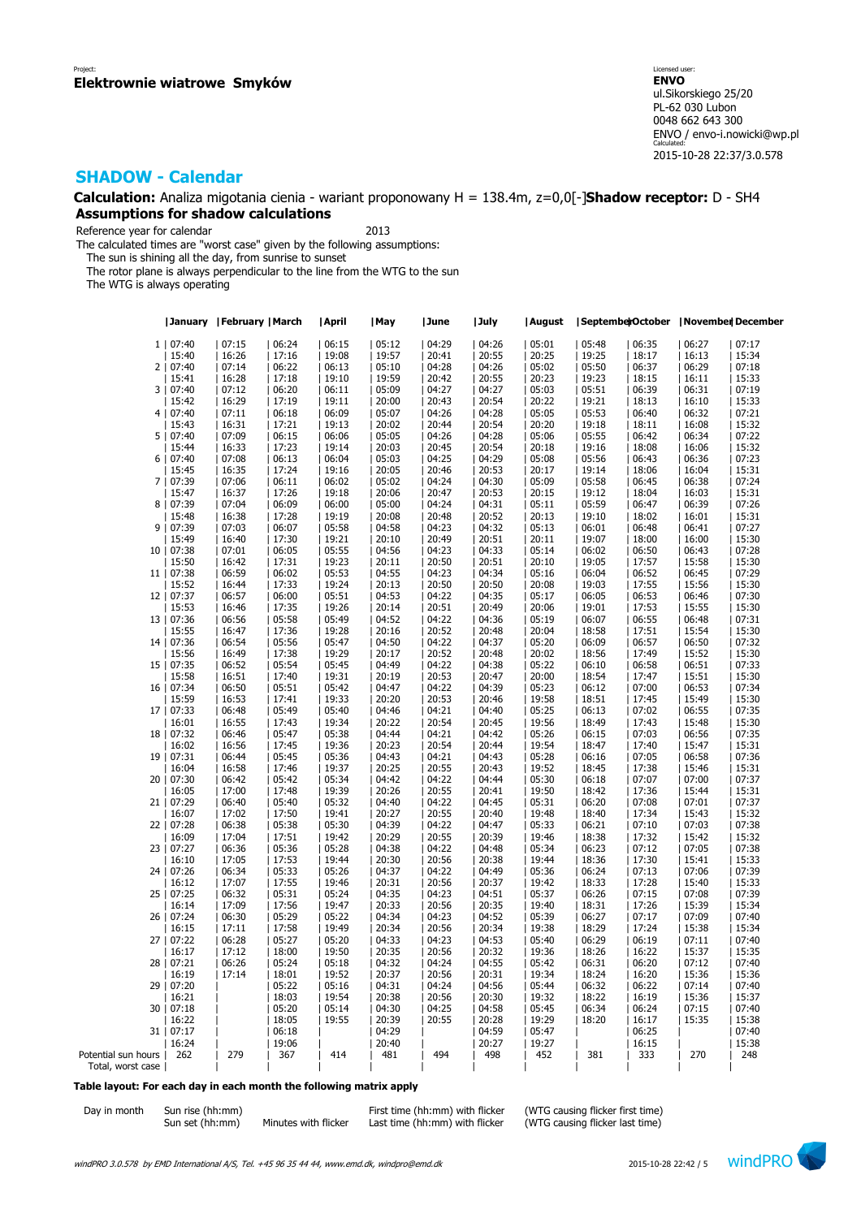Project:
**Elektrownie wiatrowe Smyków**

Licensed user:
**ENVO**
ul.Sikorskiego 25/20
PL-62 030 Lubon
0048 662 643 300
ENVO / envo-i.nowicki@wp.pl
Calculated:
2015-10-28 22:37/3.0.578

## SHADOW - Calendar

**Calculation:** Analiza migotania cienia - wariant proponowany H = 138.4m, z=0,0[-]**Shadow receptor:** D - SH4

### Assumptions for shadow calculations

Reference year for calendar 2013

The calculated times are "worst case" given by the following assumptions:

The sun is shining all the day, from sunrise to sunset

The rotor plane is always perpendicular to the line from the WTG to the sun

The WTG is always operating

| | January | February | March | April | May | June | July | August | September | October | November | December |
|---|---|---|---|---|---|---|---|---|---|---|---|---|
| 1 | 07:40 | 07:15 | 06:24 | 06:15 | 05:12 | 04:29 | 04:26 | 05:01 | 05:48 | 06:35 | 06:27 | 07:17 |
| | 15:40 | 16:26 | 17:16 | 19:08 | 19:57 | 20:41 | 20:55 | 20:25 | 19:25 | 18:17 | 16:13 | 15:34 |
| 2 | 07:40 | 07:14 | 06:22 | 06:13 | 05:10 | 04:28 | 04:26 | 05:02 | 05:50 | 06:37 | 06:29 | 07:18 |
| | 15:41 | 16:28 | 17:18 | 19:10 | 19:59 | 20:42 | 20:55 | 20:23 | 19:23 | 18:15 | 16:11 | 15:33 |
| 3 | 07:40 | 07:12 | 06:20 | 06:11 | 05:09 | 04:27 | 04:27 | 05:03 | 05:51 | 06:39 | 06:31 | 07:19 |
| | 15:42 | 16:29 | 17:19 | 19:11 | 20:00 | 20:43 | 20:54 | 20:22 | 19:21 | 18:13 | 16:10 | 15:33 |
| 4 | 07:40 | 07:11 | 06:18 | 06:09 | 05:07 | 04:26 | 04:28 | 05:05 | 05:53 | 06:40 | 06:32 | 07:21 |
| | 15:43 | 16:31 | 17:21 | 19:13 | 20:02 | 20:44 | 20:54 | 20:20 | 19:18 | 18:11 | 16:08 | 15:32 |
| 5 | 07:40 | 07:09 | 06:15 | 06:06 | 05:05 | 04:26 | 04:28 | 05:06 | 05:55 | 06:42 | 06:34 | 07:22 |
| | 15:44 | 16:33 | 17:23 | 19:14 | 20:03 | 20:45 | 20:54 | 20:18 | 19:16 | 18:08 | 16:06 | 15:32 |
| 6 | 07:40 | 07:08 | 06:13 | 06:04 | 05:03 | 04:25 | 04:29 | 05:08 | 05:56 | 06:43 | 06:36 | 07:23 |
| | 15:45 | 16:35 | 17:24 | 19:16 | 20:05 | 20:46 | 20:53 | 20:17 | 19:14 | 18:06 | 16:04 | 15:31 |
| 7 | 07:39 | 07:06 | 06:11 | 06:02 | 05:02 | 04:24 | 04:30 | 05:09 | 05:58 | 06:45 | 06:38 | 07:24 |
| | 15:47 | 16:37 | 17:26 | 19:18 | 20:06 | 20:47 | 20:53 | 20:15 | 19:12 | 18:04 | 16:03 | 15:31 |
| 8 | 07:39 | 07:04 | 06:09 | 06:00 | 05:00 | 04:24 | 04:31 | 05:11 | 05:59 | 06:47 | 06:39 | 07:26 |
| | 15:48 | 16:38 | 17:28 | 19:19 | 20:08 | 20:48 | 20:52 | 20:13 | 19:10 | 18:02 | 16:01 | 15:31 |
| 9 | 07:39 | 07:03 | 06:07 | 05:58 | 04:58 | 04:23 | 04:32 | 05:13 | 06:01 | 06:48 | 06:41 | 07:27 |
| | 15:49 | 16:40 | 17:30 | 19:21 | 20:10 | 20:49 | 20:51 | 20:11 | 19:07 | 18:00 | 16:00 | 15:30 |
| 10 | 07:38 | 07:01 | 06:05 | 05:55 | 04:56 | 04:23 | 04:33 | 05:14 | 06:02 | 06:50 | 06:43 | 07:28 |
| | 15:50 | 16:42 | 17:31 | 19:23 | 20:11 | 20:50 | 20:51 | 20:10 | 19:05 | 17:57 | 15:58 | 15:30 |
| 11 | 07:38 | 06:59 | 06:02 | 05:53 | 04:55 | 04:23 | 04:34 | 05:16 | 06:04 | 06:52 | 06:45 | 07:29 |
| | 15:52 | 16:44 | 17:33 | 19:24 | 20:13 | 20:50 | 20:50 | 20:08 | 19:03 | 17:55 | 15:56 | 15:30 |
| 12 | 07:37 | 06:57 | 06:00 | 05:51 | 04:53 | 04:22 | 04:35 | 05:17 | 06:05 | 06:53 | 06:46 | 07:30 |
| | 15:53 | 16:46 | 17:35 | 19:26 | 20:14 | 20:51 | 20:49 | 20:06 | 19:01 | 17:53 | 15:55 | 15:30 |
| 13 | 07:36 | 06:56 | 05:58 | 05:49 | 04:52 | 04:22 | 04:36 | 05:19 | 06:07 | 06:55 | 06:48 | 07:31 |
| | 15:55 | 16:47 | 17:36 | 19:28 | 20:16 | 20:52 | 20:48 | 20:04 | 18:58 | 17:51 | 15:54 | 15:30 |
| 14 | 07:36 | 06:54 | 05:56 | 05:47 | 04:50 | 04:22 | 04:37 | 05:20 | 06:09 | 06:57 | 06:50 | 07:32 |
| | 15:56 | 16:49 | 17:38 | 19:29 | 20:17 | 20:52 | 20:48 | 20:02 | 18:56 | 17:49 | 15:52 | 15:30 |
| 15 | 07:35 | 06:52 | 05:54 | 05:45 | 04:49 | 04:22 | 04:38 | 05:22 | 06:10 | 06:58 | 06:51 | 07:33 |
| | 15:58 | 16:51 | 17:40 | 19:31 | 20:19 | 20:53 | 20:47 | 20:00 | 18:54 | 17:47 | 15:51 | 15:30 |
| 16 | 07:34 | 06:50 | 05:51 | 05:42 | 04:47 | 04:22 | 04:39 | 05:23 | 06:12 | 07:00 | 06:53 | 07:34 |
| | 15:59 | 16:53 | 17:41 | 19:33 | 20:20 | 20:53 | 20:46 | 19:58 | 18:51 | 17:45 | 15:49 | 15:30 |
| 17 | 07:33 | 06:48 | 05:49 | 05:40 | 04:46 | 04:21 | 04:40 | 05:25 | 06:13 | 07:02 | 06:55 | 07:35 |
| | 16:01 | 16:55 | 17:43 | 19:34 | 20:22 | 20:54 | 20:45 | 19:56 | 18:49 | 17:43 | 15:48 | 15:30 |
| 18 | 07:32 | 06:46 | 05:47 | 05:38 | 04:44 | 04:21 | 04:42 | 05:26 | 06:15 | 07:03 | 06:56 | 07:35 |
| | 16:02 | 16:56 | 17:45 | 19:36 | 20:23 | 20:54 | 20:44 | 19:54 | 18:47 | 17:40 | 15:47 | 15:31 |
| 19 | 07:31 | 06:44 | 05:45 | 05:36 | 04:43 | 04:21 | 04:43 | 05:28 | 06:16 | 07:05 | 06:58 | 07:36 |
| | 16:04 | 16:58 | 17:46 | 19:37 | 20:25 | 20:55 | 20:43 | 19:52 | 18:45 | 17:38 | 15:46 | 15:31 |
| 20 | 07:30 | 06:42 | 05:42 | 05:34 | 04:42 | 04:22 | 04:44 | 05:30 | 06:18 | 07:07 | 07:00 | 07:37 |
| | 16:05 | 17:00 | 17:48 | 19:39 | 20:26 | 20:55 | 20:41 | 19:50 | 18:42 | 17:36 | 15:44 | 15:31 |
| 21 | 07:29 | 06:40 | 05:40 | 05:32 | 04:40 | 04:22 | 04:45 | 05:31 | 06:20 | 07:08 | 07:01 | 07:37 |
| | 16:07 | 17:02 | 17:50 | 19:41 | 20:27 | 20:55 | 20:40 | 19:48 | 18:40 | 17:34 | 15:43 | 15:32 |
| 22 | 07:28 | 06:38 | 05:38 | 05:30 | 04:39 | 04:22 | 04:47 | 05:33 | 06:21 | 07:10 | 07:03 | 07:38 |
| | 16:09 | 17:04 | 17:51 | 19:42 | 20:29 | 20:55 | 20:39 | 19:46 | 18:38 | 17:32 | 15:42 | 15:32 |
| 23 | 07:27 | 06:36 | 05:36 | 05:28 | 04:38 | 04:22 | 04:48 | 05:34 | 06:23 | 07:12 | 07:05 | 07:38 |
| | 16:10 | 17:05 | 17:53 | 19:44 | 20:30 | 20:56 | 20:38 | 19:44 | 18:36 | 17:30 | 15:41 | 15:33 |
| 24 | 07:26 | 06:34 | 05:33 | 05:26 | 04:37 | 04:22 | 04:49 | 05:36 | 06:24 | 07:13 | 07:06 | 07:39 |
| | 16:12 | 17:07 | 17:55 | 19:46 | 20:31 | 20:56 | 20:37 | 19:42 | 18:33 | 17:28 | 15:40 | 15:33 |
| 25 | 07:25 | 06:32 | 05:31 | 05:24 | 04:35 | 04:23 | 04:51 | 05:37 | 06:26 | 07:15 | 07:08 | 07:39 |
| | 16:14 | 17:09 | 17:56 | 19:47 | 20:33 | 20:56 | 20:35 | 19:40 | 18:31 | 17:26 | 15:39 | 15:34 |
| 26 | 07:24 | 06:30 | 05:29 | 05:22 | 04:34 | 04:23 | 04:52 | 05:39 | 06:27 | 07:17 | 07:09 | 07:40 |
| | 16:15 | 17:11 | 17:58 | 19:49 | 20:34 | 20:56 | 20:34 | 19:38 | 18:29 | 17:24 | 15:38 | 15:34 |
| 27 | 07:22 | 06:28 | 05:27 | 05:20 | 04:33 | 04:23 | 04:53 | 05:40 | 06:29 | 06:19 | 07:11 | 07:40 |
| | 16:17 | 17:12 | 18:00 | 19:50 | 20:35 | 20:56 | 20:32 | 19:36 | 18:26 | 16:22 | 15:37 | 15:35 |
| 28 | 07:21 | 06:26 | 05:24 | 05:18 | 04:32 | 04:24 | 04:55 | 05:42 | 06:31 | 06:20 | 07:12 | 07:40 |
| | 16:19 | 17:14 | 18:01 | 19:52 | 20:37 | 20:56 | 20:31 | 19:34 | 18:24 | 16:20 | 15:36 | 15:36 |
| 29 | 07:20 | | 05:22 | 05:16 | 04:31 | 04:24 | 04:56 | 05:44 | 06:32 | 06:22 | 07:14 | 07:40 |
| | 16:21 | | 18:03 | 19:54 | 20:38 | 20:56 | 20:30 | 19:32 | 18:22 | 16:19 | 15:36 | 15:37 |
| 30 | 07:18 | | 05:20 | 05:14 | 04:30 | 04:25 | 04:58 | 05:45 | 06:34 | 06:24 | 07:15 | 07:40 |
| | 16:22 | | 18:05 | 19:55 | 20:39 | 20:55 | 20:28 | 19:29 | 18:20 | 16:17 | 15:35 | 15:38 |
| 31 | 07:17 | | 06:18 | | 04:29 | | 04:59 | 05:47 | | 06:25 | | 07:40 |
| | 16:24 | | 19:06 | | 20:40 | | 20:27 | 19:27 | | 16:15 | | 15:38 |
| Potential sun hours | 262 | 279 | 367 | 414 | 481 | 494 | 498 | 452 | 381 | 333 | 270 | 248 |
| Total, worst case | | | | | | | | | | | | |

**Table layout: For each day in each month the following matrix apply**

| Day in month | Sun rise (hh:mm) | | First time (hh:mm) with flicker | (WTG causing flicker first time) |
|---|---|---|---|---|
| | Sun set (hh:mm) | Minutes with flicker | Last time (hh:mm) with flicker | (WTG causing flicker last time) |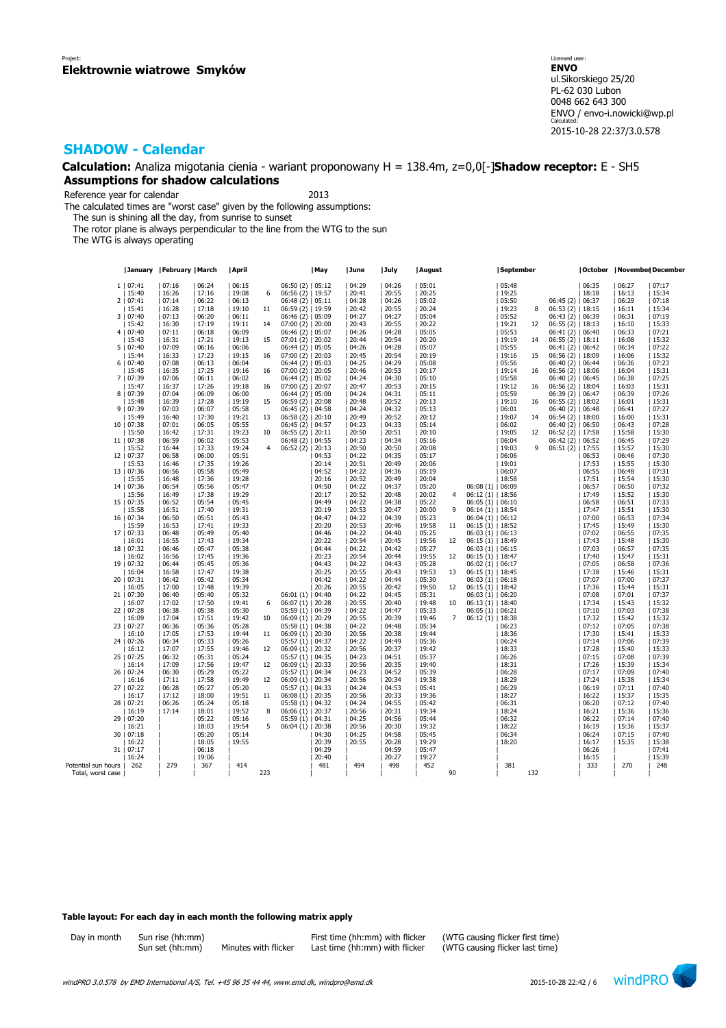Project:
**Elektrownie wiatrowe Smyków**

Licensed user:
**ENVO**
ul.Sikorskiego 25/20
PL-62 030 Lubon
0048 662 643 300
ENVO / envo-i.nowicki@wp.pl
Calculated:
2015-10-28 22:37/3.0.578

## SHADOW - Calendar

**Calculation:** Analiza migotania cienia - wariant proponowany H = 138.4m, z=0,0[-]**Shadow receptor:** E - SH5

### Assumptions for shadow calculations

Reference year for calendar 2013

The calculated times are "worst case" given by the following assumptions:

The sun is shining all the day, from sunrise to sunset

The rotor plane is always perpendicular to the line from the WTG to the sun

The WTG is always operating

| Day | January | February | March | April | | | May | June | July | August | | | September | | | October | November | December |
|---|---|---|---|---|---|---|---|---|---|---|---|---|---|---|---|---|---|---|
| 1 | 07:41 | 07:16 | 06:24 | 06:15 | | 06:50 (2) | 05:12 | 04:29 | 04:26 | 05:01 | | | 05:48 | | | 06:35 | 06:27 | 07:17 |
| | 15:40 | 16:26 | 17:16 | 19:08 | 6 | 06:56 (2) | 19:57 | 20:41 | 20:55 | 20:25 | | | 19:25 | | | 18:18 | 16:13 | 15:34 |
| 2 | 07:41 | 07:14 | 06:22 | 06:13 | | 06:48 (2) | 05:11 | 04:28 | 04:26 | 05:02 | | | 05:50 | | 06:45 (2) | 06:37 | 06:29 | 07:18 |
| | 15:41 | 16:28 | 17:18 | 19:10 | 11 | 06:59 (2) | 19:59 | 20:42 | 20:55 | 20:24 | | | 19:23 | 8 | 06:53 (2) | 18:15 | 16:11 | 15:34 |
| 3 | 07:40 | 07:13 | 06:20 | 06:11 | | 06:46 (2) | 05:09 | 04:27 | 04:27 | 05:04 | | | 05:52 | | 06:43 (2) | 06:39 | 06:31 | 07:19 |
| | 15:42 | 16:30 | 17:19 | 19:11 | 14 | 07:00 (2) | 20:00 | 20:43 | 20:55 | 20:22 | | | 19:21 | 12 | 06:55 (2) | 18:13 | 16:10 | 15:33 |
| 4 | 07:40 | 07:11 | 06:18 | 06:09 | | 06:46 (2) | 05:07 | 04:26 | 04:28 | 05:05 | | | 05:53 | | 06:41 (2) | 06:40 | 06:33 | 07:21 |
| | 15:43 | 16:31 | 17:21 | 19:13 | 15 | 07:01 (2) | 20:02 | 20:44 | 20:54 | 20:20 | | | 19:19 | 14 | 06:55 (2) | 18:11 | 16:08 | 15:32 |
| 5 | 07:40 | 07:09 | 06:16 | 06:06 | | 06:44 (2) | 05:05 | 04:26 | 04:28 | 05:07 | | | 05:55 | | 06:41 (2) | 06:42 | 06:34 | 07:22 |
| | 15:44 | 16:33 | 17:23 | 19:15 | 16 | 07:00 (2) | 20:03 | 20:45 | 20:54 | 20:19 | | | 19:16 | 15 | 06:56 (2) | 18:09 | 16:06 | 15:32 |
| 6 | 07:40 | 07:08 | 06:13 | 06:04 | | 06:44 (2) | 05:03 | 04:25 | 04:29 | 05:08 | | | 05:56 | | 06:40 (2) | 06:44 | 06:36 | 07:23 |
| | 15:45 | 16:35 | 17:25 | 19:16 | 16 | 07:00 (2) | 20:05 | 20:46 | 20:53 | 20:17 | | | 19:14 | 16 | 06:56 (2) | 18:06 | 16:04 | 15:31 |
| 7 | 07:39 | 07:06 | 06:11 | 06:02 | | 06:44 (2) | 05:02 | 04:24 | 04:30 | 05:10 | | | 05:58 | | 06:40 (2) | 06:45 | 06:38 | 07:25 |
| | 15:47 | 16:37 | 17:26 | 19:18 | 16 | 07:00 (2) | 20:07 | 20:47 | 20:53 | 20:15 | | | 19:12 | 16 | 06:56 (2) | 18:04 | 16:03 | 15:31 |
| 8 | 07:39 | 07:04 | 06:09 | 06:00 | | 06:44 (2) | 05:00 | 04:24 | 04:31 | 05:11 | | | 05:59 | | 06:39 (2) | 06:47 | 06:39 | 07:26 |
| | 15:48 | 16:39 | 17:28 | 19:19 | 15 | 06:59 (2) | 20:08 | 20:48 | 20:52 | 20:13 | | | 19:10 | 16 | 06:55 (2) | 18:02 | 16:01 | 15:31 |
| 9 | 07:39 | 07:03 | 06:07 | 05:58 | | 06:45 (2) | 04:58 | 04:24 | 04:32 | 05:13 | | | 06:01 | | 06:40 (2) | 06:48 | 06:41 | 07:27 |
| | 15:49 | 16:40 | 17:30 | 19:21 | 13 | 06:58 (2) | 20:10 | 20:49 | 20:52 | 20:12 | | | 19:07 | 14 | 06:54 (2) | 18:00 | 16:00 | 15:31 |
| 10 | 07:38 | 07:01 | 06:05 | 05:55 | | 06:45 (2) | 04:57 | 04:23 | 04:33 | 05:14 | | | 06:02 | | 06:40 (2) | 06:50 | 06:43 | 07:28 |
| | 15:50 | 16:42 | 17:31 | 19:23 | 10 | 06:55 (2) | 20:11 | 20:50 | 20:51 | 20:10 | | | 19:05 | 12 | 06:52 (2) | 17:58 | 15:58 | 15:30 |
| 11 | 07:38 | 06:59 | 06:02 | 05:53 | | 06:48 (2) | 04:55 | 04:23 | 04:34 | 05:16 | | | 06:04 | | 06:42 (2) | 06:52 | 06:45 | 07:29 |
| | 15:52 | 16:44 | 17:33 | 19:24 | 4 | 06:52 (2) | 20:13 | 20:50 | 20:50 | 20:08 | | | 19:03 | 9 | 06:51 (2) | 17:55 | 15:57 | 15:30 |
| 12 | 07:37 | 06:58 | 06:00 | 05:51 | | | 04:53 | 04:22 | 04:35 | 05:17 | | | 06:06 | | | 06:53 | 06:46 | 07:30 |
| | 15:53 | 16:46 | 17:35 | 19:26 | | | 20:14 | 20:51 | 20:49 | 20:06 | | | 19:01 | | | 17:53 | 15:55 | 15:30 |
| 13 | 07:36 | 06:56 | 05:58 | 05:49 | | | 04:52 | 04:22 | 04:36 | 05:19 | | | 06:07 | | | 06:55 | 06:48 | 07:31 |
| | 15:55 | 16:48 | 17:36 | 19:28 | | | 20:16 | 20:52 | 20:49 | 20:04 | | | 18:58 | | | 17:51 | 15:54 | 15:30 |
| 14 | 07:36 | 06:54 | 05:56 | 05:47 | | | 04:50 | 04:22 | 04:37 | 05:20 | | 06:08 (1) | 06:09 | | | 06:57 | 06:50 | 07:32 |
| | 15:56 | 16:49 | 17:38 | 19:29 | | | 20:17 | 20:52 | 20:48 | 20:02 | 4 | 06:12 (1) | 18:56 | | | 17:49 | 15:52 | 15:30 |
| 15 | 07:35 | 06:52 | 05:54 | 05:45 | | | 04:49 | 04:22 | 04:38 | 05:22 | | 06:05 (1) | 06:10 | | | 06:58 | 06:51 | 07:33 |
| | 15:58 | 16:51 | 17:40 | 19:31 | | | 20:19 | 20:53 | 20:47 | 20:00 | 9 | 06:14 (1) | 18:54 | | | 17:47 | 15:51 | 15:30 |
| 16 | 07:34 | 06:50 | 05:51 | 05:43 | | | 04:47 | 04:22 | 04:39 | 05:23 | | 06:04 (1) | 06:12 | | | 07:00 | 06:53 | 07:34 |
| | 15:59 | 16:53 | 17:41 | 19:33 | | | 20:20 | 20:53 | 20:46 | 19:58 | 11 | 06:15 (1) | 18:52 | | | 17:45 | 15:49 | 15:30 |
| 17 | 07:33 | 06:48 | 05:49 | 05:40 | | | 04:46 | 04:22 | 04:40 | 05:25 | | 06:03 (1) | 06:13 | | | 07:02 | 06:55 | 07:35 |
| | 16:01 | 16:55 | 17:43 | 19:34 | | | 20:22 | 20:54 | 20:45 | 19:56 | 12 | 06:15 (1) | 18:49 | | | 17:43 | 15:48 | 15:30 |
| 18 | 07:32 | 06:46 | 05:47 | 05:38 | | | 04:44 | 04:22 | 04:42 | 05:27 | | 06:03 (1) | 06:15 | | | 07:03 | 06:57 | 07:35 |
| | 16:02 | 16:56 | 17:45 | 19:36 | | | 20:23 | 20:54 | 20:44 | 19:55 | 12 | 06:15 (1) | 18:47 | | | 17:40 | 15:47 | 15:31 |
| 19 | 07:32 | 06:44 | 05:45 | 05:36 | | | 04:43 | 04:22 | 04:43 | 05:28 | | 06:02 (1) | 06:17 | | | 07:05 | 06:58 | 07:36 |
| | 16:04 | 16:58 | 17:47 | 19:38 | | | 20:25 | 20:55 | 20:43 | 19:53 | 13 | 06:15 (1) | 18:45 | | | 17:38 | 15:46 | 15:31 |
| 20 | 07:31 | 06:42 | 05:42 | 05:34 | | | 04:42 | 04:22 | 04:44 | 05:30 | | 06:03 (1) | 06:18 | | | 07:07 | 07:00 | 07:37 |
| | 16:05 | 17:00 | 17:48 | 19:39 | | | 20:26 | 20:55 | 20:42 | 19:50 | 12 | 06:15 (1) | 18:42 | | | 17:36 | 15:44 | 15:31 |
| 21 | 07:30 | 06:40 | 05:40 | 05:32 | | 06:01 (1) | 04:40 | 04:22 | 04:45 | 05:31 | | 06:03 (1) | 06:20 | | | 07:08 | 07:01 | 07:37 |
| | 16:07 | 17:02 | 17:50 | 19:41 | 6 | 06:07 (1) | 20:28 | 20:55 | 20:40 | 19:48 | 10 | 06:13 (1) | 18:40 | | | 17:34 | 15:43 | 15:32 |
| 22 | 07:28 | 06:38 | 05:38 | 05:30 | | 05:59 (1) | 04:39 | 04:22 | 04:47 | 05:33 | | 06:05 (1) | 06:21 | | | 07:10 | 07:03 | 07:38 |
| | 16:09 | 17:04 | 17:51 | 19:42 | 10 | 06:09 (1) | 20:29 | 20:55 | 20:39 | 19:46 | 7 | 06:12 (1) | 18:38 | | | 17:32 | 15:42 | 15:32 |
| 23 | 07:27 | 06:36 | 05:36 | 05:28 | | 05:58 (1) | 04:38 | 04:22 | 04:48 | 05:34 | | | 06:23 | | | 07:12 | 07:05 | 07:38 |
| | 16:10 | 17:05 | 17:53 | 19:44 | 11 | 06:09 (1) | 20:30 | 20:56 | 20:38 | 19:44 | | | 18:36 | | | 17:30 | 15:41 | 15:33 |
| 24 | 07:26 | 06:34 | 05:33 | 05:26 | | 05:57 (1) | 04:37 | 04:22 | 04:49 | 05:36 | | | 06:24 | | | 07:14 | 07:06 | 07:39 |
| | 16:12 | 17:07 | 17:55 | 19:46 | 12 | 06:09 (1) | 20:32 | 20:56 | 20:37 | 19:42 | | | 18:33 | | | 17:28 | 15:40 | 15:33 |
| 25 | 07:25 | 06:32 | 05:31 | 05:24 | | 05:57 (1) | 04:35 | 04:23 | 04:51 | 05:37 | | | 06:26 | | | 07:15 | 07:08 | 07:39 |
| | 16:14 | 17:09 | 17:56 | 19:47 | 12 | 06:09 (1) | 20:33 | 20:56 | 20:35 | 19:40 | | | 18:31 | | | 17:26 | 15:39 | 15:34 |
| 26 | 07:24 | 06:30 | 05:29 | 05:22 | | 05:57 (1) | 04:34 | 04:23 | 04:52 | 05:39 | | | 06:28 | | | 07:17 | 07:09 | 07:40 |
| | 16:16 | 17:11 | 17:58 | 19:49 | 12 | 06:09 (1) | 20:34 | 20:56 | 20:34 | 19:38 | | | 18:29 | | | 17:24 | 15:38 | 15:34 |
| 27 | 07:22 | 06:28 | 05:27 | 05:20 | | 05:57 (1) | 04:33 | 04:24 | 04:53 | 05:41 | | | 06:29 | | | 06:19 | 07:11 | 07:40 |
| | 16:17 | 17:12 | 18:00 | 19:51 | 11 | 06:08 (1) | 20:35 | 20:56 | 20:33 | 19:36 | | | 18:27 | | | 16:22 | 15:37 | 15:35 |
| 28 | 07:21 | 06:26 | 05:24 | 05:18 | | 05:58 (1) | 04:32 | 04:24 | 04:55 | 05:42 | | | 06:31 | | | 06:20 | 07:12 | 07:40 |
| | 16:19 | 17:14 | 18:01 | 19:52 | 8 | 06:06 (1) | 20:37 | 20:56 | 20:31 | 19:34 | | | 18:24 | | | 16:21 | 15:36 | 15:36 |
| 29 | 07:20 | | 05:22 | 05:16 | | 05:59 (1) | 04:31 | 04:25 | 04:56 | 05:44 | | | 06:32 | | | 06:22 | 07:14 | 07:40 |
| | 16:21 | | 18:03 | 19:54 | 5 | 06:04 (1) | 20:38 | 20:56 | 20:30 | 19:32 | | | 18:22 | | | 16:19 | 15:36 | 15:37 |
| 30 | 07:18 | | 05:20 | 05:14 | | | 04:30 | 04:25 | 04:58 | 05:45 | | | 06:34 | | | 06:24 | 07:15 | 07:40 |
| | 16:22 | | 18:05 | 19:55 | | | 20:39 | 20:55 | 20:28 | 19:29 | | | 18:20 | | | 16:17 | 15:35 | 15:38 |
| 31 | 07:17 | | 06:18 | | | | 04:29 | | 04:59 | 05:47 | | | | | | 06:26 | | 07:41 |
| | 16:24 | | 19:06 | | | | 20:40 | | 20:27 | 19:27 | | | | | | 16:15 | | 15:39 |
| Potential sun hours | 262 | 279 | 367 | 414 | | | 481 | 494 | 498 | 452 | | | 381 | | | 333 | 270 | 248 |
| Total, worst case | | | | | 223 | | | | | | 90 | | | 132 | | | | |

**Table layout: For each day in each month the following matrix apply**

| Day in month | Sun rise (hh:mm) | | First time (hh:mm) with flicker | (WTG causing flicker first time) |
|---|---|---|---|---|
| | Sun set (hh:mm) | Minutes with flicker | Last time (hh:mm) with flicker | (WTG causing flicker last time) |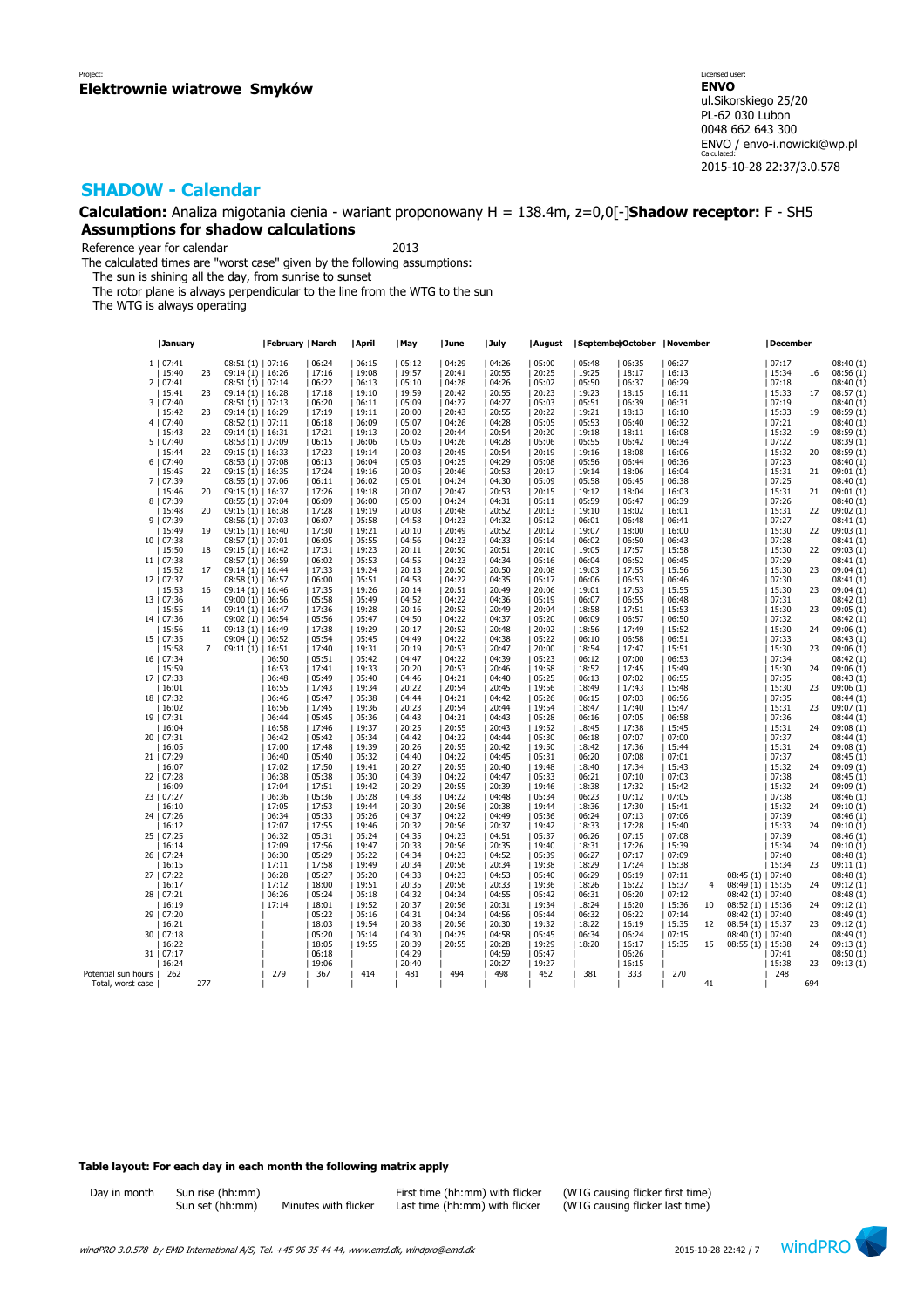Project:
**Elektrownie wiatrowe Smyków**

Licensed user:
**ENVO**
ul.Sikorskiego 25/20
PL-62 030 Lubon
0048 662 643 300
ENVO / envo-i.nowicki@wp.pl
Calculated:
2015-10-28 22:37/3.0.578

## SHADOW - Calendar

**Calculation:** Analiza migotania cienia - wariant proponowany H = 138.4m, z=0,0[-]**Shadow receptor:** F - SH5

### Assumptions for shadow calculations

Reference year for calendar 2013

The calculated times are "worst case" given by the following assumptions:
- The sun is shining all the day, from sunrise to sunset
- The rotor plane is always perpendicular to the line from the WTG to the sun
- The WTG is always operating

| Day | January | | | February | March | April | May | June | July | August | September | October | November | | | December | | |
|---|---|---|---|---|---|---|---|---|---|---|---|---|---|---|---|---|---|---|
| 1 | 07:41 | | 08:51 (1) | 07:16 | 06:24 | 06:15 | 05:12 | 04:29 | 04:26 | 05:00 | 05:48 | 06:35 | 06:27 | | | 07:17 | | 08:40 (1) |
| | 15:40 | 23 | 09:14 (1) | 16:26 | 17:16 | 19:08 | 19:57 | 20:41 | 20:55 | 20:25 | 19:25 | 18:17 | 16:13 | | | 15:34 | 16 | 08:56 (1) |
| 2 | 07:41 | | 08:51 (1) | 07:14 | 06:22 | 06:13 | 05:10 | 04:28 | 04:26 | 05:02 | 05:50 | 06:37 | 06:29 | | | 07:18 | | 08:40 (1) |
| | 15:41 | 23 | 09:14 (1) | 16:28 | 17:18 | 19:10 | 19:59 | 20:42 | 20:55 | 20:23 | 19:23 | 18:15 | 16:11 | | | 15:33 | 17 | 08:57 (1) |
| 3 | 07:40 | | 08:51 (1) | 07:13 | 06:20 | 06:11 | 05:09 | 04:27 | 04:27 | 05:03 | 05:51 | 06:39 | 06:31 | | | 07:19 | | 08:40 (1) |
| | 15:42 | 23 | 09:14 (1) | 16:29 | 17:19 | 19:11 | 20:00 | 20:43 | 20:55 | 20:22 | 19:21 | 18:13 | 16:10 | | | 15:33 | 19 | 08:59 (1) |
| 4 | 07:40 | | 08:52 (1) | 07:11 | 06:18 | 06:09 | 05:07 | 04:26 | 04:28 | 05:05 | 05:53 | 06:40 | 06:32 | | | 07:21 | | 08:40 (1) |
| | 15:43 | 22 | 09:14 (1) | 16:31 | 17:21 | 19:13 | 20:02 | 20:44 | 20:54 | 20:20 | 19:18 | 18:11 | 16:08 | | | 15:32 | 19 | 08:59 (1) |
| 5 | 07:40 | | 08:53 (1) | 07:09 | 06:15 | 06:06 | 05:05 | 04:26 | 04:28 | 05:06 | 05:55 | 06:42 | 06:34 | | | 07:22 | | 08:39 (1) |
| | 15:44 | 22 | 09:15 (1) | 16:33 | 17:23 | 19:14 | 20:03 | 20:45 | 20:54 | 20:19 | 19:16 | 18:08 | 16:06 | | | 15:32 | 20 | 08:59 (1) |
| 6 | 07:40 | | 08:53 (1) | 07:08 | 06:13 | 06:04 | 05:03 | 04:25 | 04:29 | 05:08 | 05:56 | 06:44 | 06:36 | | | 07:23 | | 08:40 (1) |
| | 15:45 | 22 | 09:15 (1) | 16:35 | 17:24 | 19:16 | 20:05 | 20:46 | 20:53 | 20:17 | 19:14 | 18:06 | 16:04 | | | 15:31 | 21 | 09:01 (1) |
| 7 | 07:39 | | 08:55 (1) | 07:06 | 06:11 | 06:02 | 05:01 | 04:24 | 04:30 | 05:09 | 05:58 | 06:45 | 06:38 | | | 07:25 | | 08:40 (1) |
| | 15:46 | 20 | 09:15 (1) | 16:37 | 17:26 | 19:18 | 20:07 | 20:47 | 20:53 | 20:15 | 19:12 | 18:04 | 16:03 | | | 15:31 | 21 | 09:01 (1) |
| 8 | 07:39 | | 08:55 (1) | 07:04 | 06:09 | 06:00 | 05:00 | 04:24 | 04:31 | 05:11 | 05:59 | 06:47 | 06:39 | | | 07:26 | | 08:40 (1) |
| | 15:48 | 20 | 09:15 (1) | 16:38 | 17:28 | 19:19 | 20:08 | 20:48 | 20:52 | 20:13 | 19:10 | 18:02 | 16:01 | | | 15:31 | 22 | 09:02 (1) |
| 9 | 07:39 | | 08:56 (1) | 07:03 | 06:07 | 05:58 | 04:58 | 04:23 | 04:32 | 05:12 | 06:01 | 06:48 | 06:41 | | | 07:27 | | 08:41 (1) |
| | 15:49 | 19 | 09:15 (1) | 16:40 | 17:30 | 19:21 | 20:10 | 20:49 | 20:52 | 20:12 | 19:07 | 18:00 | 16:00 | | | 15:30 | 22 | 09:03 (1) |
| 10 | 07:38 | | 08:57 (1) | 07:01 | 06:05 | 05:55 | 04:56 | 04:23 | 04:33 | 05:14 | 06:02 | 06:50 | 06:43 | | | 07:28 | | 08:41 (1) |
| | 15:50 | 18 | 09:15 (1) | 16:42 | 17:31 | 19:23 | 20:11 | 20:50 | 20:51 | 20:10 | 19:05 | 17:57 | 15:58 | | | 15:30 | 22 | 09:03 (1) |
| 11 | 07:38 | | 08:57 (1) | 06:59 | 06:02 | 05:53 | 04:55 | 04:23 | 04:34 | 05:16 | 06:04 | 06:52 | 06:45 | | | 07:29 | | 08:41 (1) |
| | 15:52 | 17 | 09:14 (1) | 16:44 | 17:33 | 19:24 | 20:13 | 20:50 | 20:50 | 20:08 | 19:03 | 17:55 | 15:56 | | | 15:30 | 23 | 09:04 (1) |
| 12 | 07:37 | | 08:58 (1) | 06:57 | 06:00 | 05:51 | 04:53 | 04:22 | 04:35 | 05:17 | 06:06 | 06:53 | 06:46 | | | 07:30 | | 08:41 (1) |
| | 15:53 | 16 | 09:14 (1) | 16:46 | 17:35 | 19:26 | 20:14 | 20:51 | 20:49 | 20:06 | 19:01 | 17:53 | 15:55 | | | 15:30 | 23 | 09:04 (1) |
| 13 | 07:36 | | 09:00 (1) | 06:56 | 05:58 | 05:49 | 04:52 | 04:22 | 04:36 | 05:19 | 06:07 | 06:55 | 06:48 | | | 07:31 | | 08:42 (1) |
| | 15:55 | 14 | 09:14 (1) | 16:47 | 17:36 | 19:28 | 20:16 | 20:52 | 20:49 | 20:04 | 18:58 | 17:51 | 15:53 | | | 15:30 | 23 | 09:05 (1) |
| 14 | 07:36 | | 09:02 (1) | 06:54 | 05:56 | 05:47 | 04:50 | 04:22 | 04:37 | 05:20 | 06:09 | 06:57 | 06:50 | | | 07:32 | | 08:42 (1) |
| | 15:56 | 11 | 09:13 (1) | 16:49 | 17:38 | 19:29 | 20:17 | 20:52 | 20:48 | 20:02 | 18:56 | 17:49 | 15:52 | | | 15:30 | 24 | 09:06 (1) |
| 15 | 07:35 | | 09:04 (1) | 06:52 | 05:54 | 05:45 | 04:49 | 04:22 | 04:38 | 05:22 | 06:10 | 06:58 | 06:51 | | | 07:33 | | 08:43 (1) |
| | 15:58 | 7 | 09:11 (1) | 16:51 | 17:40 | 19:31 | 20:19 | 20:53 | 20:47 | 20:00 | 18:54 | 17:47 | 15:51 | | | 15:30 | 23 | 09:06 (1) |
| 16 | 07:34 | | | 06:50 | 05:51 | 05:42 | 04:47 | 04:22 | 04:39 | 05:23 | 06:12 | 07:00 | 06:53 | | | 07:34 | | 08:42 (1) |
| | 15:59 | | | 16:53 | 17:41 | 19:33 | 20:20 | 20:53 | 20:46 | 19:58 | 18:52 | 17:45 | 15:49 | | | 15:30 | 24 | 09:06 (1) |
| 17 | 07:33 | | | 06:48 | 05:49 | 05:40 | 04:46 | 04:21 | 04:40 | 05:25 | 06:13 | 07:02 | 06:55 | | | 07:35 | | 08:43 (1) |
| | 16:01 | | | 16:55 | 17:43 | 19:34 | 20:22 | 20:54 | 20:45 | 19:56 | 18:49 | 17:43 | 15:48 | | | 15:30 | 23 | 09:06 (1) |
| 18 | 07:32 | | | 06:46 | 05:47 | 05:38 | 04:44 | 04:21 | 04:42 | 05:26 | 06:15 | 07:03 | 06:56 | | | 07:35 | | 08:44 (1) |
| | 16:02 | | | 16:56 | 17:45 | 19:36 | 20:23 | 20:54 | 20:44 | 19:54 | 18:47 | 17:40 | 15:47 | | | 15:31 | 23 | 09:07 (1) |
| 19 | 07:31 | | | 06:44 | 05:45 | 05:36 | 04:43 | 04:21 | 04:43 | 05:28 | 06:16 | 07:05 | 06:58 | | | 07:36 | | 08:44 (1) |
| | 16:04 | | | 16:58 | 17:46 | 19:37 | 20:25 | 20:55 | 20:43 | 19:52 | 18:45 | 17:38 | 15:45 | | | 15:31 | 24 | 09:08 (1) |
| 20 | 07:31 | | | 06:42 | 05:42 | 05:34 | 04:42 | 04:22 | 04:44 | 05:30 | 06:18 | 07:07 | 07:00 | | | 07:37 | | 08:44 (1) |
| | 16:05 | | | 17:00 | 17:48 | 19:39 | 20:26 | 20:55 | 20:42 | 19:50 | 18:42 | 17:36 | 15:44 | | | 15:31 | 24 | 09:08 (1) |
| 21 | 07:29 | | | 06:40 | 05:40 | 05:32 | 04:40 | 04:22 | 04:45 | 05:31 | 06:20 | 07:08 | 07:01 | | | 07:37 | | 08:45 (1) |
| | 16:07 | | | 17:02 | 17:50 | 19:41 | 20:27 | 20:55 | 20:40 | 19:48 | 18:40 | 17:34 | 15:43 | | | 15:32 | 24 | 09:09 (1) |
| 22 | 07:28 | | | 06:38 | 05:38 | 05:30 | 04:39 | 04:22 | 04:47 | 05:33 | 06:21 | 07:10 | 07:03 | | | 07:38 | | 08:45 (1) |
| | 16:09 | | | 17:04 | 17:51 | 19:42 | 20:29 | 20:55 | 20:39 | 19:46 | 18:38 | 17:32 | 15:42 | | | 15:32 | 24 | 09:09 (1) |
| 23 | 07:27 | | | 06:36 | 05:36 | 05:28 | 04:38 | 04:22 | 04:48 | 05:34 | 06:23 | 07:12 | 07:05 | | | 07:38 | | 08:46 (1) |
| | 16:10 | | | 17:05 | 17:53 | 19:44 | 20:30 | 20:56 | 20:38 | 19:44 | 18:36 | 17:30 | 15:41 | | | 15:32 | 24 | 09:10 (1) |
| 24 | 07:26 | | | 06:34 | 05:33 | 05:26 | 04:37 | 04:22 | 04:49 | 05:36 | 06:24 | 07:13 | 07:06 | | | 07:39 | | 08:46 (1) |
| | 16:12 | | | 17:07 | 17:55 | 19:46 | 20:32 | 20:56 | 20:37 | 19:42 | 18:33 | 17:28 | 15:40 | | | 15:33 | 24 | 09:10 (1) |
| 25 | 07:25 | | | 06:32 | 05:31 | 05:24 | 04:35 | 04:23 | 04:51 | 05:37 | 06:26 | 07:15 | 07:08 | | | 07:39 | | 08:46 (1) |
| | 16:14 | | | 17:09 | 17:56 | 19:47 | 20:33 | 20:56 | 20:35 | 19:40 | 18:31 | 17:26 | 15:39 | | | 15:34 | 24 | 09:10 (1) |
| 26 | 07:24 | | | 06:30 | 05:29 | 05:22 | 04:34 | 04:23 | 04:52 | 05:39 | 06:27 | 07:17 | 07:09 | | | 07:40 | | 08:48 (1) |
| | 16:15 | | | 17:11 | 17:58 | 19:49 | 20:34 | 20:56 | 20:34 | 19:38 | 18:29 | 17:24 | 15:38 | | | 15:34 | 23 | 09:11 (1) |
| 27 | 07:22 | | | 06:28 | 05:27 | 05:20 | 04:33 | 04:23 | 04:53 | 05:40 | 06:29 | 06:19 | 07:11 | | 08:45 (1) | 07:40 | | 08:48 (1) |
| | 16:17 | | | 17:12 | 18:00 | 19:51 | 20:35 | 20:56 | 20:33 | 19:36 | 18:26 | 16:22 | 15:37 | 4 | 08:49 (1) | 15:35 | 24 | 09:12 (1) |
| 28 | 07:21 | | | 06:26 | 05:24 | 05:18 | 04:32 | 04:24 | 04:55 | 05:42 | 06:31 | 06:20 | 07:12 | | 08:42 (1) | 07:40 | | 08:48 (1) |
| | 16:19 | | | 17:14 | 18:01 | 19:52 | 20:37 | 20:56 | 20:31 | 19:34 | 18:24 | 16:20 | 15:36 | 10 | 08:52 (1) | 15:36 | 24 | 09:12 (1) |
| 29 | 07:20 | | | | 05:22 | 05:16 | 04:31 | 04:24 | 04:56 | 05:44 | 06:32 | 06:22 | 07:14 | | 08:42 (1) | 07:40 | | 08:49 (1) |
| | 16:21 | | | | 18:03 | 19:54 | 20:38 | 20:56 | 20:30 | 19:32 | 18:22 | 16:19 | 15:35 | 12 | 08:54 (1) | 15:37 | 23 | 09:12 (1) |
| 30 | 07:18 | | | | 05:20 | 05:14 | 04:30 | 04:25 | 04:58 | 05:45 | 06:34 | 06:24 | 07:15 | | 08:40 (1) | 07:40 | | 08:49 (1) |
| | 16:22 | | | | 18:05 | 19:55 | 20:39 | 20:55 | 20:28 | 19:29 | 18:20 | 16:17 | 15:35 | 15 | 08:55 (1) | 15:38 | 24 | 09:13 (1) |
| 31 | 07:17 | | | | 06:18 | | 04:29 | | 04:59 | 05:47 | | 06:26 | | | | 07:41 | | 08:50 (1) |
| | 16:24 | | | | 19:06 | | 20:40 | | 20:27 | 19:27 | | 16:15 | | | | 15:38 | 23 | 09:13 (1) |
| Potential sun hours | 262 | | | 279 | 367 | 414 | 481 | 494 | 498 | 452 | 381 | 333 | 270 | | | 248 | | |
| Total, worst case | | 277 | | | | | | | | | | | | 41 | | | 694 | |

**Table layout: For each day in each month the following matrix apply**

| Day in month | Sun rise (hh:mm) | | First time (hh:mm) with flicker | (WTG causing flicker first time) |
|---|---|---|---|---|
| | Sun set (hh:mm) | Minutes with flicker | Last time (hh:mm) with flicker | (WTG causing flicker last time) |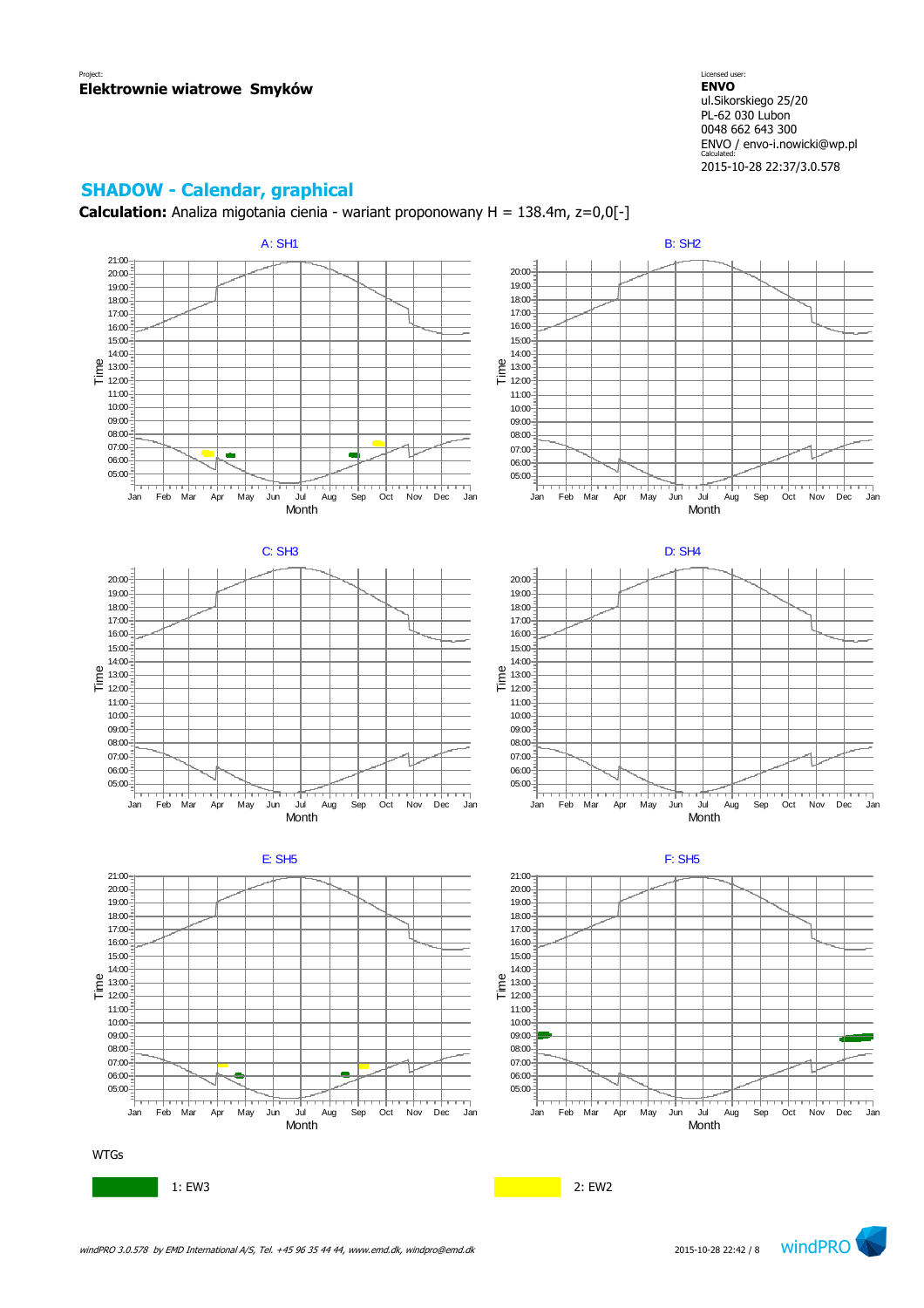Project:
**Elektrownie wiatrowe Smyków**

Licensed user:
**ENVO**
ul.Sikorskiego 25/20
PL-62 030 Lubon
0048 662 643 300
ENVO / envo-i.nowicki@wp.pl
Calculated:
2015-10-28 22:37/3.0.578

## SHADOW - Calendar, graphical

**Calculation:** Analiza migotania cienia - wariant proponowany H = 138.4m, z=0,0[-]

A: SH1

B: SH2

C: SH3

D: SH4

E: SH5

F: SH5

WTGs

1: EW3

2: EW2

*windPRO 3.0.578 by EMD International A/S, Tel. +45 96 35 44 44, www.emd.dk, windpro@emd.dk*

2015-10-28 22:42 / 8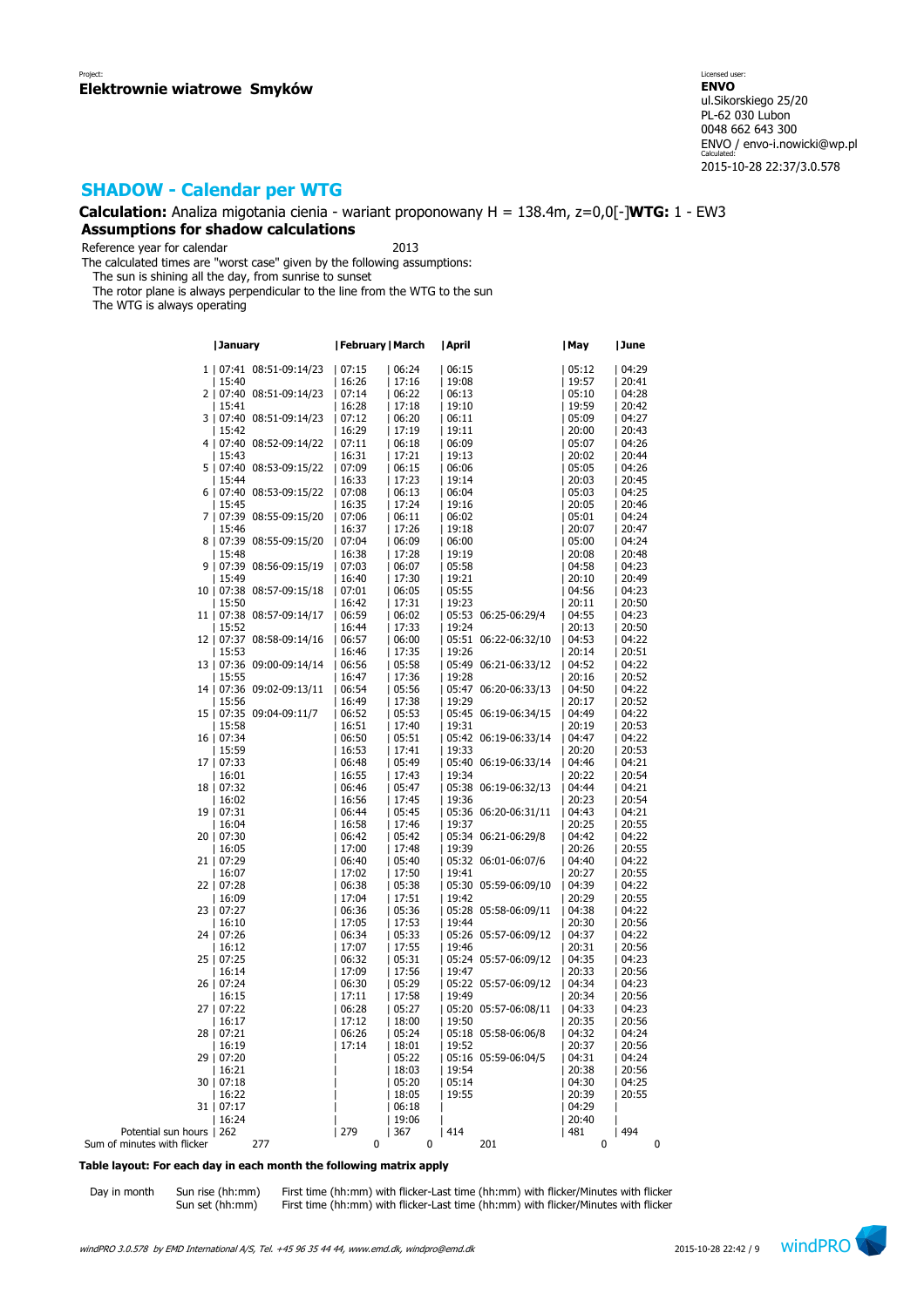Project:
**Elektrownie wiatrowe Smyków**

Licensed user:
**ENVO**
ul.Sikorskiego 25/20
PL-62 030 Lubon
0048 662 643 300
ENVO / envo-i.nowicki@wp.pl
Calculated:
2015-10-28 22:37/3.0.578

## SHADOW - Calendar per WTG

**Calculation:** Analiza migotania cienia - wariant proponowany H = 138.4m, z=0,0[-] **WTG:** 1 - EW3

### Assumptions for shadow calculations

Reference year for calendar 2013

The calculated times are "worst case" given by the following assumptions:
- The sun is shining all the day, from sunrise to sunset
- The rotor plane is always perpendicular to the line from the WTG to the sun
- The WTG is always operating

| Day | January | | February | March | April | | May | June |
|---|---|---|---|---|---|---|---|---|
| 1 | 07:41 | 08:51-09:14/23 | 07:15 | 06:24 | 06:15 | | 05:12 | 04:29 |
| | 15:40 | | 16:26 | 17:16 | 19:08 | | 19:57 | 20:41 |
| 2 | 07:40 | 08:51-09:14/23 | 07:14 | 06:22 | 06:13 | | 05:10 | 04:28 |
| | 15:41 | | 16:28 | 17:18 | 19:10 | | 19:59 | 20:42 |
| 3 | 07:40 | 08:51-09:14/23 | 07:12 | 06:20 | 06:11 | | 05:09 | 04:27 |
| | 15:42 | | 16:29 | 17:19 | 19:11 | | 20:00 | 20:43 |
| 4 | 07:40 | 08:52-09:14/22 | 07:11 | 06:18 | 06:09 | | 05:07 | 04:26 |
| | 15:43 | | 16:31 | 17:21 | 19:13 | | 20:02 | 20:44 |
| 5 | 07:40 | 08:53-09:15/22 | 07:09 | 06:15 | 06:06 | | 05:05 | 04:26 |
| | 15:44 | | 16:33 | 17:23 | 19:14 | | 20:03 | 20:45 |
| 6 | 07:40 | 08:53-09:15/22 | 07:08 | 06:13 | 06:04 | | 05:03 | 04:25 |
| | 15:45 | | 16:35 | 17:24 | 19:16 | | 20:05 | 20:46 |
| 7 | 07:39 | 08:55-09:15/20 | 07:06 | 06:11 | 06:02 | | 05:01 | 04:24 |
| | 15:46 | | 16:37 | 17:26 | 19:18 | | 20:07 | 20:47 |
| 8 | 07:39 | 08:55-09:15/20 | 07:04 | 06:09 | 06:00 | | 05:00 | 04:24 |
| | 15:48 | | 16:38 | 17:28 | 19:19 | | 20:08 | 20:48 |
| 9 | 07:39 | 08:56-09:15/19 | 07:03 | 06:07 | 05:58 | | 04:58 | 04:23 |
| | 15:49 | | 16:40 | 17:30 | 19:21 | | 20:10 | 20:49 |
| 10 | 07:38 | 08:57-09:15/18 | 07:01 | 06:05 | 05:55 | | 04:56 | 04:23 |
| | 15:50 | | 16:42 | 17:31 | 19:23 | | 20:11 | 20:50 |
| 11 | 07:38 | 08:57-09:14/17 | 06:59 | 06:02 | 05:53 | 06:25-06:29/4 | 04:55 | 04:23 |
| | 15:52 | | 16:44 | 17:33 | 19:24 | | 20:13 | 20:50 |
| 12 | 07:37 | 08:58-09:14/16 | 06:57 | 06:00 | 05:51 | 06:22-06:32/10 | 04:53 | 04:22 |
| | 15:53 | | 16:46 | 17:35 | 19:26 | | 20:14 | 20:51 |
| 13 | 07:36 | 09:00-09:14/14 | 06:56 | 05:58 | 05:49 | 06:21-06:33/12 | 04:52 | 04:22 |
| | 15:55 | | 16:47 | 17:36 | 19:28 | | 20:16 | 20:52 |
| 14 | 07:36 | 09:02-09:13/11 | 06:54 | 05:56 | 05:47 | 06:20-06:33/13 | 04:50 | 04:22 |
| | 15:56 | | 16:49 | 17:38 | 19:29 | | 20:17 | 20:52 |
| 15 | 07:35 | 09:04-09:11/7 | 06:52 | 05:53 | 05:45 | 06:19-06:34/15 | 04:49 | 04:22 |
| | 15:58 | | 16:51 | 17:40 | 19:31 | | 20:19 | 20:53 |
| 16 | 07:34 | | 06:50 | 05:51 | 05:42 | 06:19-06:33/14 | 04:47 | 04:22 |
| | 15:59 | | 16:53 | 17:41 | 19:33 | | 20:20 | 20:53 |
| 17 | 07:33 | | 06:48 | 05:49 | 05:40 | 06:19-06:33/14 | 04:46 | 04:21 |
| | 16:01 | | 16:55 | 17:43 | 19:34 | | 20:22 | 20:54 |
| 18 | 07:32 | | 06:46 | 05:47 | 05:38 | 06:19-06:32/13 | 04:44 | 04:21 |
| | 16:02 | | 16:56 | 17:45 | 19:36 | | 20:23 | 20:54 |
| 19 | 07:31 | | 06:44 | 05:45 | 05:36 | 06:20-06:31/11 | 04:43 | 04:21 |
| | 16:04 | | 16:58 | 17:46 | 19:37 | | 20:25 | 20:55 |
| 20 | 07:30 | | 06:42 | 05:42 | 05:34 | 06:21-06:29/8 | 04:42 | 04:22 |
| | 16:05 | | 17:00 | 17:48 | 19:39 | | 20:26 | 20:55 |
| 21 | 07:29 | | 06:40 | 05:40 | 05:32 | 06:01-06:07/6 | 04:40 | 04:22 |
| | 16:07 | | 17:02 | 17:50 | 19:41 | | 20:27 | 20:55 |
| 22 | 07:28 | | 06:38 | 05:38 | 05:30 | 05:59-06:09/10 | 04:39 | 04:22 |
| | 16:09 | | 17:04 | 17:51 | 19:42 | | 20:29 | 20:55 |
| 23 | 07:27 | | 06:36 | 05:36 | 05:28 | 05:58-06:09/11 | 04:38 | 04:22 |
| | 16:10 | | 17:05 | 17:53 | 19:44 | | 20:30 | 20:56 |
| 24 | 07:26 | | 06:34 | 05:33 | 05:26 | 05:57-06:09/12 | 04:37 | 04:22 |
| | 16:12 | | 17:07 | 17:55 | 19:46 | | 20:31 | 20:56 |
| 25 | 07:25 | | 06:32 | 05:31 | 05:24 | 05:57-06:09/12 | 04:35 | 04:23 |
| | 16:14 | | 17:09 | 17:56 | 19:47 | | 20:33 | 20:56 |
| 26 | 07:24 | | 06:30 | 05:29 | 05:22 | 05:57-06:09/12 | 04:34 | 04:23 |
| | 16:15 | | 17:11 | 17:58 | 19:49 | | 20:34 | 20:56 |
| 27 | 07:22 | | 06:28 | 05:27 | 05:20 | 05:57-06:08/11 | 04:33 | 04:23 |
| | 16:17 | | 17:12 | 18:00 | 19:50 | | 20:35 | 20:56 |
| 28 | 07:21 | | 06:26 | 05:24 | 05:18 | 05:58-06:06/8 | 04:32 | 04:24 |
| | 16:19 | | 17:14 | 18:01 | 19:52 | | 20:37 | 20:56 |
| 29 | 07:20 | | | 05:22 | 05:16 | 05:59-06:04/5 | 04:31 | 04:24 |
| | 16:21 | | | 18:03 | 19:54 | | 20:38 | 20:56 |
| 30 | 07:18 | | | 05:20 | 05:14 | | 04:30 | 04:25 |
| | 16:22 | | | 18:05 | 19:55 | | 20:39 | 20:55 |
| 31 | 07:17 | | | 06:18 | | | 04:29 | |
| | 16:24 | | | 19:06 | | | 20:40 | |
| Potential sun hours | 262 | | 279 | 367 | 414 | | 481 | 494 |
| Sum of minutes with flicker | | 277 | 0 | 0 | | 201 | 0 | 0 |

**Table layout: For each day in each month the following matrix apply**

| Day in month | Sun rise (hh:mm) | First time (hh:mm) with flicker-Last time (hh:mm) with flicker/Minutes with flicker |
|---|---|---|
| | Sun set (hh:mm) | First time (hh:mm) with flicker-Last time (hh:mm) with flicker/Minutes with flicker |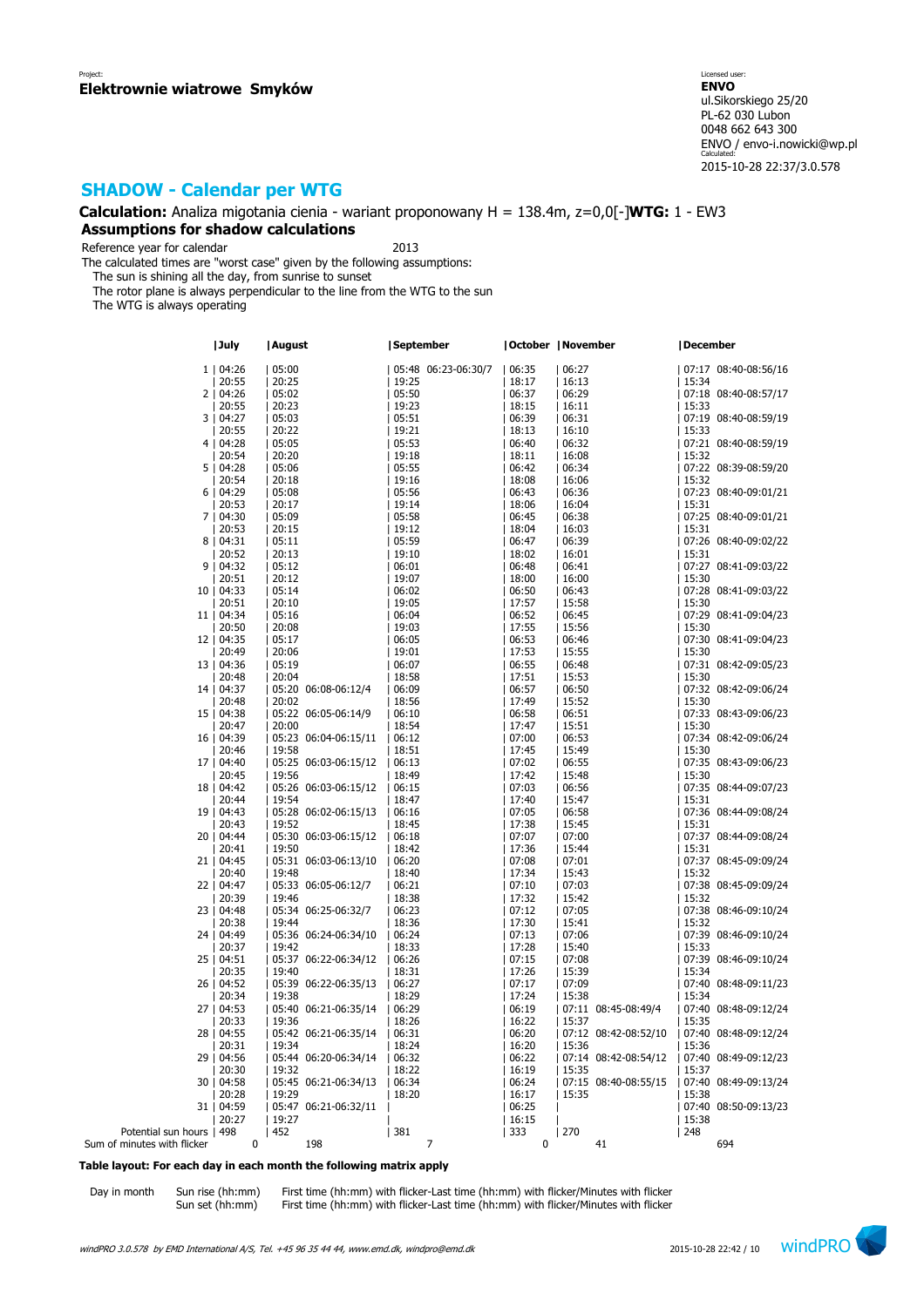Project:
**Elektrownie wiatrowe Smyków**

Licensed user:
**ENVO**
ul.Sikorskiego 25/20
PL-62 030 Lubon
0048 662 643 300
ENVO / envo-i.nowicki@wp.pl
Calculated:
2015-10-28 22:37/3.0.578

# SHADOW - Calendar per WTG

**Calculation:** Analiza migotania cienia - wariant proponowany H = 138.4m, z=0,0[-]**WTG:** 1 - EW3

## Assumptions for shadow calculations

Reference year for calendar 2013

The calculated times are "worst case" given by the following assumptions:
The sun is shining all the day, from sunrise to sunset
The rotor plane is always perpendicular to the line from the WTG to the sun
The WTG is always operating

| | July | August | September | October | November | December |
|---|---|---|---|---|---|---|
| 1 | 04:26 | 05:00 | 05:48 06:23-06:30/7 | 06:35 | 06:27 | 07:17 08:40-08:56/16 |
| | 20:55 | 20:25 | 19:25 | 18:17 | 16:13 | 15:34 |
| 2 | 04:26 | 05:02 | 05:50 | 06:37 | 06:29 | 07:18 08:40-08:57/17 |
| | 20:55 | 20:23 | 19:23 | 18:15 | 16:11 | 15:33 |
| 3 | 04:27 | 05:03 | 05:51 | 06:39 | 06:31 | 07:19 08:40-08:59/19 |
| | 20:55 | 20:22 | 19:21 | 18:13 | 16:10 | 15:33 |
| 4 | 04:28 | 05:05 | 05:53 | 06:40 | 06:32 | 07:21 08:40-08:59/19 |
| | 20:54 | 20:20 | 19:18 | 18:11 | 16:08 | 15:32 |
| 5 | 04:28 | 05:06 | 05:55 | 06:42 | 06:34 | 07:22 08:39-08:59/20 |
| | 20:54 | 20:18 | 19:16 | 18:08 | 16:06 | 15:32 |
| 6 | 04:29 | 05:08 | 05:56 | 06:43 | 06:36 | 07:23 08:40-09:01/21 |
| | 20:53 | 20:17 | 19:14 | 18:06 | 16:04 | 15:31 |
| 7 | 04:30 | 05:09 | 05:58 | 06:45 | 06:38 | 07:25 08:40-09:01/21 |
| | 20:53 | 20:15 | 19:12 | 18:04 | 16:03 | 15:31 |
| 8 | 04:31 | 05:11 | 05:59 | 06:47 | 06:39 | 07:26 08:40-09:02/22 |
| | 20:52 | 20:13 | 19:10 | 18:02 | 16:01 | 15:31 |
| 9 | 04:32 | 05:12 | 06:01 | 06:48 | 06:41 | 07:27 08:41-09:03/22 |
| | 20:51 | 20:12 | 19:07 | 18:00 | 16:00 | 15:30 |
| 10 | 04:33 | 05:14 | 06:02 | 06:50 | 06:43 | 07:28 08:41-09:03/22 |
| | 20:51 | 20:10 | 19:05 | 17:57 | 15:58 | 15:30 |
| 11 | 04:34 | 05:16 | 06:04 | 06:52 | 06:45 | 07:29 08:41-09:04/23 |
| | 20:50 | 20:08 | 19:03 | 17:55 | 15:56 | 15:30 |
| 12 | 04:35 | 05:17 | 06:05 | 06:53 | 06:46 | 07:30 08:41-09:04/23 |
| | 20:49 | 20:06 | 19:01 | 17:53 | 15:55 | 15:30 |
| 13 | 04:36 | 05:19 | 06:07 | 06:55 | 06:48 | 07:31 08:42-09:05/23 |
| | 20:48 | 20:04 | 18:58 | 17:51 | 15:53 | 15:30 |
| 14 | 04:37 | 05:20 06:08-06:12/4 | 06:09 | 06:57 | 06:50 | 07:32 08:42-09:06/24 |
| | 20:48 | 20:02 | 18:56 | 17:49 | 15:52 | 15:30 |
| 15 | 04:38 | 05:22 06:05-06:14/9 | 06:10 | 06:58 | 06:51 | 07:33 08:43-09:06/23 |
| | 20:47 | 20:00 | 18:54 | 17:47 | 15:51 | 15:30 |
| 16 | 04:39 | 05:23 06:04-06:15/11 | 06:12 | 07:00 | 06:53 | 07:34 08:42-09:06/24 |
| | 20:46 | 19:58 | 18:51 | 17:45 | 15:49 | 15:30 |
| 17 | 04:40 | 05:25 06:03-06:15/12 | 06:13 | 07:02 | 06:55 | 07:35 08:43-09:06/23 |
| | 20:45 | 19:56 | 18:49 | 17:42 | 15:48 | 15:30 |
| 18 | 04:42 | 05:26 06:03-06:15/12 | 06:15 | 07:03 | 06:56 | 07:35 08:44-09:07/23 |
| | 20:44 | 19:54 | 18:47 | 17:40 | 15:47 | 15:31 |
| 19 | 04:43 | 05:28 06:02-06:15/13 | 06:16 | 07:05 | 06:58 | 07:36 08:44-09:08/24 |
| | 20:43 | 19:52 | 18:45 | 17:38 | 15:45 | 15:31 |
| 20 | 04:44 | 05:30 06:03-06:15/12 | 06:18 | 07:07 | 07:00 | 07:37 08:44-09:08/24 |
| | 20:41 | 19:50 | 18:42 | 17:36 | 15:44 | 15:31 |
| 21 | 04:45 | 05:31 06:03-06:13/10 | 06:20 | 07:08 | 07:01 | 07:37 08:45-09:09/24 |
| | 20:40 | 19:48 | 18:40 | 17:34 | 15:43 | 15:32 |
| 22 | 04:47 | 05:33 06:05-06:12/7 | 06:21 | 07:10 | 07:03 | 07:38 08:45-09:09/24 |
| | 20:39 | 19:46 | 18:38 | 17:32 | 15:42 | 15:32 |
| 23 | 04:48 | 05:34 06:25-06:32/7 | 06:23 | 07:12 | 07:05 | 07:38 08:46-09:10/24 |
| | 20:38 | 19:44 | 18:36 | 17:30 | 15:41 | 15:32 |
| 24 | 04:49 | 05:36 06:24-06:34/10 | 06:24 | 07:13 | 07:06 | 07:39 08:46-09:10/24 |
| | 20:37 | 19:42 | 18:33 | 17:28 | 15:40 | 15:33 |
| 25 | 04:51 | 05:37 06:22-06:34/12 | 06:26 | 07:15 | 07:08 | 07:39 08:46-09:10/24 |
| | 20:35 | 19:40 | 18:31 | 17:26 | 15:39 | 15:34 |
| 26 | 04:52 | 05:39 06:22-06:35/13 | 06:27 | 07:17 | 07:09 | 07:40 08:48-09:11/23 |
| | 20:34 | 19:38 | 18:29 | 17:24 | 15:38 | 15:34 |
| 27 | 04:53 | 05:40 06:21-06:35/14 | 06:29 | 06:19 | 07:11 08:45-08:49/4 | 07:40 08:48-09:12/24 |
| | 20:33 | 19:36 | 18:26 | 16:22 | 15:37 | 15:35 |
| 28 | 04:55 | 05:42 06:21-06:35/14 | 06:31 | 06:20 | 07:12 08:42-08:52/10 | 07:40 08:48-09:12/24 |
| | 20:31 | 19:34 | 18:24 | 16:20 | 15:36 | 15:36 |
| 29 | 04:56 | 05:44 06:20-06:34/14 | 06:32 | 06:22 | 07:14 08:42-08:54/12 | 07:40 08:49-09:12/23 |
| | 20:30 | 19:32 | 18:22 | 16:19 | 15:35 | 15:37 |
| 30 | 04:58 | 05:45 06:21-06:34/13 | 06:34 | 06:24 | 07:15 08:40-08:55/15 | 07:40 08:49-09:13/24 |
| | 20:28 | 19:29 | 18:20 | 16:17 | 15:35 | 15:38 |
| 31 | 04:59 | 05:47 06:21-06:32/11 | | 06:25 | | 07:40 08:50-09:13/23 |
| | 20:27 | 19:27 | | 16:15 | | 15:38 |
| Potential sun hours | 498 | 452 | 381 | 333 | 270 | 248 |
| Sum of minutes with flicker | 0 | 198 | 7 | 0 | 41 | 694 |

**Table layout: For each day in each month the following matrix apply**

| Day in month | Sun rise (hh:mm) | First time (hh:mm) with flicker-Last time (hh:mm) with flicker/Minutes with flicker |
|---|---|---|
| | Sun set (hh:mm) | First time (hh:mm) with flicker-Last time (hh:mm) with flicker/Minutes with flicker |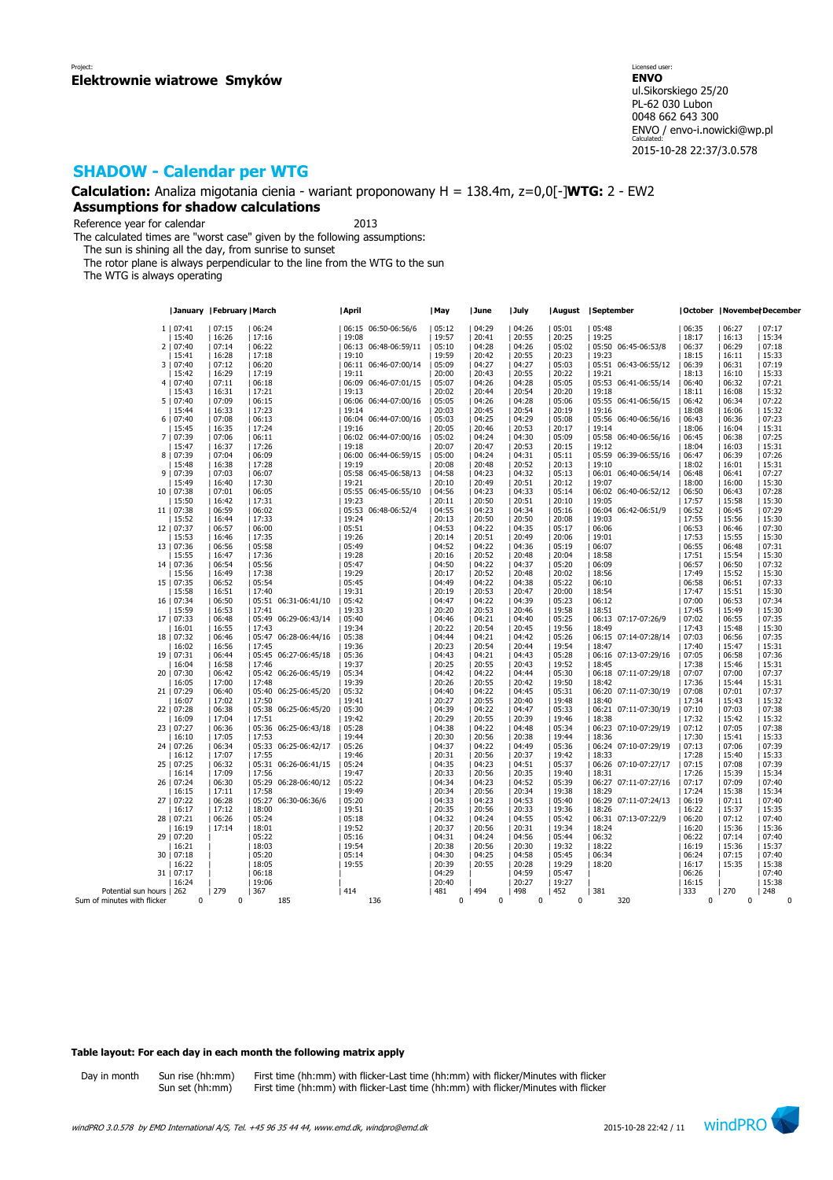Project:
**Elektrownie wiatrowe Smyków**

Licensed user:
**ENVO**
ul.Sikorskiego 25/20
PL-62 030 Lubon
0048 662 643 300
ENVO / envo-i.nowicki@wp.pl
Calculated:
2015-10-28 22:37/3.0.578

## SHADOW - Calendar per WTG

**Calculation:** Analiza migotania cienia - wariant proponowany H = 138.4m, z=0,0[-]**WTG:** 2 - EW2

### Assumptions for shadow calculations

Reference year for calendar 2013

The calculated times are "worst case" given by the following assumptions:
The sun is shining all the day, from sunrise to sunset
The rotor plane is always perpendicular to the line from the WTG to the sun
The WTG is always operating

| Day | January | February | March | | April | | May | June | July | August | September | | October | November | December |
|---|---|---|---|---|---|---|---|---|---|---|---|---|---|---|---|
| 1 | 07:41 | 07:15 | 06:24 | | 06:15 | 06:50-06:56/6 | 05:12 | 04:29 | 04:26 | 05:01 | 05:48 | | 06:35 | 06:27 | 07:17 |
| | 15:40 | 16:26 | 17:16 | | 19:08 | | 19:57 | 20:41 | 20:55 | 20:25 | 19:25 | | 18:17 | 16:13 | 15:34 |
| 2 | 07:40 | 07:14 | 06:22 | | 06:13 | 06:48-06:59/11 | 05:10 | 04:28 | 04:26 | 05:02 | 05:50 | 06:45-06:53/8 | 06:37 | 06:29 | 07:18 |
| | 15:41 | 16:28 | 17:18 | | 19:10 | | 19:59 | 20:42 | 20:55 | 20:23 | 19:23 | | 18:15 | 16:11 | 15:33 |
| 3 | 07:40 | 07:12 | 06:20 | | 06:11 | 06:46-07:00/14 | 05:09 | 04:27 | 04:27 | 05:03 | 05:51 | 06:43-06:55/12 | 06:39 | 06:31 | 07:19 |
| | 15:42 | 16:29 | 17:19 | | 19:11 | | 20:00 | 20:43 | 20:55 | 20:22 | 19:21 | | 18:13 | 16:10 | 15:33 |
| 4 | 07:40 | 07:11 | 06:18 | | 06:09 | 06:46-07:01/15 | 05:07 | 04:26 | 04:28 | 05:05 | 05:53 | 06:41-06:55/14 | 06:40 | 06:32 | 07:21 |
| | 15:43 | 16:31 | 17:21 | | 19:13 | | 20:02 | 20:44 | 20:54 | 20:20 | 19:18 | | 18:11 | 16:08 | 15:32 |
| 5 | 07:40 | 07:09 | 06:15 | | 06:06 | 06:44-07:00/16 | 05:05 | 04:26 | 04:28 | 05:06 | 05:55 | 06:41-06:56/15 | 06:42 | 06:34 | 07:22 |
| | 15:44 | 16:33 | 17:23 | | 19:14 | | 20:03 | 20:45 | 20:54 | 20:19 | 19:16 | | 18:08 | 16:06 | 15:32 |
| 6 | 07:40 | 07:08 | 06:13 | | 06:04 | 06:44-07:00/16 | 05:03 | 04:25 | 04:29 | 05:08 | 05:56 | 06:40-06:56/16 | 06:43 | 06:36 | 07:23 |
| | 15:45 | 16:35 | 17:24 | | 19:16 | | 20:05 | 20:46 | 20:53 | 20:17 | 19:14 | | 18:06 | 16:04 | 15:31 |
| 7 | 07:39 | 07:06 | 06:11 | | 06:02 | 06:44-07:00/16 | 05:02 | 04:24 | 04:30 | 05:09 | 05:58 | 06:40-06:56/16 | 06:45 | 06:38 | 07:25 |
| | 15:47 | 16:37 | 17:26 | | 19:18 | | 20:07 | 20:47 | 20:53 | 20:15 | 19:12 | | 18:04 | 16:03 | 15:31 |
| 8 | 07:39 | 07:04 | 06:09 | | 06:00 | 06:44-06:59/15 | 05:00 | 04:24 | 04:31 | 05:11 | 05:59 | 06:39-06:55/16 | 06:47 | 06:39 | 07:26 |
| | 15:48 | 16:38 | 17:28 | | 19:19 | | 20:08 | 20:48 | 20:52 | 20:13 | 19:10 | | 18:02 | 16:01 | 15:31 |
| 9 | 07:39 | 07:03 | 06:07 | | 05:58 | 06:45-06:58/13 | 04:58 | 04:23 | 04:32 | 05:13 | 06:01 | 06:40-06:54/14 | 06:48 | 06:41 | 07:27 |
| | 15:49 | 16:40 | 17:30 | | 19:21 | | 20:10 | 20:49 | 20:51 | 20:12 | 19:07 | | 18:00 | 16:00 | 15:30 |
| 10 | 07:38 | 07:01 | 06:05 | | 05:55 | 06:45-06:55/10 | 04:56 | 04:23 | 04:33 | 05:14 | 06:02 | 06:40-06:52/12 | 06:50 | 06:43 | 07:28 |
| | 15:50 | 16:42 | 17:31 | | 19:23 | | 20:11 | 20:50 | 20:51 | 20:10 | 19:05 | | 17:57 | 15:58 | 15:30 |
| 11 | 07:38 | 06:59 | 06:02 | | 05:53 | 06:48-06:52/4 | 04:55 | 04:23 | 04:34 | 05:16 | 06:04 | 06:42-06:51/9 | 06:52 | 06:45 | 07:29 |
| | 15:52 | 16:44 | 17:33 | | 19:24 | | 20:13 | 20:50 | 20:50 | 20:08 | 19:03 | | 17:55 | 15:56 | 15:30 |
| 12 | 07:37 | 06:57 | 06:00 | | 05:51 | | 04:53 | 04:22 | 04:35 | 05:17 | 06:06 | | 06:53 | 06:46 | 07:30 |
| | 15:53 | 16:46 | 17:35 | | 19:26 | | 20:14 | 20:51 | 20:49 | 20:06 | 19:01 | | 17:53 | 15:55 | 15:30 |
| 13 | 07:36 | 06:56 | 05:58 | | 05:49 | | 04:52 | 04:22 | 04:36 | 05:19 | 06:07 | | 06:55 | 06:48 | 07:31 |
| | 15:55 | 16:47 | 17:36 | | 19:28 | | 20:16 | 20:52 | 20:48 | 20:04 | 18:58 | | 17:51 | 15:54 | 15:30 |
| 14 | 07:36 | 06:54 | 05:56 | | 05:47 | | 04:50 | 04:22 | 04:37 | 05:20 | 06:09 | | 06:57 | 06:50 | 07:32 |
| | 15:56 | 16:49 | 17:38 | | 19:29 | | 20:17 | 20:52 | 20:48 | 20:02 | 18:56 | | 17:49 | 15:52 | 15:30 |
| 15 | 07:35 | 06:52 | 05:54 | | 05:45 | | 04:49 | 04:22 | 04:38 | 05:22 | 06:10 | | 06:58 | 06:51 | 07:33 |
| | 15:58 | 16:51 | 17:40 | | 19:31 | | 20:19 | 20:53 | 20:47 | 20:00 | 18:54 | | 17:47 | 15:51 | 15:30 |
| 16 | 07:34 | 06:50 | 05:51 | 06:31-06:41/10 | 05:42 | | 04:47 | 04:22 | 04:39 | 05:23 | 06:12 | | 07:00 | 06:53 | 07:34 |
| | 15:59 | 16:53 | 17:41 | | 19:33 | | 20:20 | 20:53 | 20:46 | 19:58 | 18:51 | | 17:45 | 15:49 | 15:30 |
| 17 | 07:33 | 06:48 | 05:49 | 06:29-06:43/14 | 05:40 | | 04:46 | 04:21 | 04:40 | 05:25 | 06:13 | 07:17-07:26/9 | 07:02 | 06:55 | 07:35 |
| | 16:01 | 16:55 | 17:43 | | 19:34 | | 20:22 | 20:54 | 20:45 | 19:56 | 18:49 | | 17:43 | 15:48 | 15:30 |
| 18 | 07:32 | 06:46 | 05:47 | 06:28-06:44/16 | 05:38 | | 04:44 | 04:21 | 04:42 | 05:26 | 06:15 | 07:14-07:28/14 | 07:03 | 06:56 | 07:35 |
| | 16:02 | 16:56 | 17:45 | | 19:36 | | 20:23 | 20:54 | 20:44 | 19:54 | 18:47 | | 17:40 | 15:47 | 15:31 |
| 19 | 07:31 | 06:44 | 05:45 | 06:27-06:45/18 | 05:36 | | 04:43 | 04:21 | 04:43 | 05:28 | 06:16 | 07:13-07:29/16 | 07:05 | 06:58 | 07:36 |
| | 16:04 | 16:58 | 17:46 | | 19:37 | | 20:25 | 20:55 | 20:43 | 19:52 | 18:45 | | 17:38 | 15:46 | 15:31 |
| 20 | 07:30 | 06:42 | 05:42 | 06:26-06:45/19 | 05:34 | | 04:42 | 04:22 | 04:44 | 05:30 | 06:18 | 07:11-07:29/18 | 07:07 | 07:00 | 07:37 |
| | 16:05 | 17:00 | 17:48 | | 19:39 | | 20:26 | 20:55 | 20:42 | 19:50 | 18:42 | | 17:36 | 15:44 | 15:31 |
| 21 | 07:29 | 06:40 | 05:40 | 06:25-06:45/20 | 05:32 | | 04:40 | 04:22 | 04:45 | 05:31 | 06:20 | 07:11-07:30/19 | 07:08 | 07:01 | 07:37 |
| | 16:07 | 17:02 | 17:50 | | 19:41 | | 20:27 | 20:55 | 20:40 | 19:48 | 18:40 | | 17:34 | 15:43 | 15:32 |
| 22 | 07:28 | 06:38 | 05:38 | 06:25-06:45/20 | 05:30 | | 04:39 | 04:22 | 04:47 | 05:33 | 06:21 | 07:11-07:30/19 | 07:10 | 07:03 | 07:38 |
| | 16:09 | 17:04 | 17:51 | | 19:42 | | 20:29 | 20:55 | 20:39 | 19:46 | 18:38 | | 17:32 | 15:42 | 15:32 |
| 23 | 07:27 | 06:36 | 05:36 | 06:25-06:43/18 | 05:28 | | 04:38 | 04:22 | 04:48 | 05:34 | 06:23 | 07:10-07:29/19 | 07:12 | 07:05 | 07:38 |
| | 16:10 | 17:05 | 17:53 | | 19:44 | | 20:30 | 20:56 | 20:38 | 19:44 | 18:36 | | 17:30 | 15:41 | 15:33 |
| 24 | 07:26 | 06:34 | 05:33 | 06:25-06:42/17 | 05:26 | | 04:37 | 04:22 | 04:49 | 05:36 | 06:24 | 07:10-07:29/19 | 07:13 | 07:06 | 07:39 |
| | 16:12 | 17:07 | 17:55 | | 19:46 | | 20:31 | 20:56 | 20:37 | 19:42 | 18:33 | | 17:28 | 15:40 | 15:33 |
| 25 | 07:25 | 06:32 | 05:31 | 06:26-06:41/15 | 05:24 | | 04:35 | 04:23 | 04:51 | 05:37 | 06:26 | 07:10-07:27/17 | 07:15 | 07:08 | 07:39 |
| | 16:14 | 17:09 | 17:56 | | 19:47 | | 20:33 | 20:56 | 20:35 | 19:40 | 18:31 | | 17:26 | 15:39 | 15:34 |
| 26 | 07:24 | 06:30 | 05:29 | 06:28-06:40/12 | 05:22 | | 04:34 | 04:23 | 04:52 | 05:39 | 06:27 | 07:11-07:27/16 | 07:17 | 07:09 | 07:40 |
| | 16:15 | 17:11 | 17:58 | | 19:49 | | 20:34 | 20:56 | 20:34 | 19:38 | 18:29 | | 17:24 | 15:38 | 15:34 |
| 27 | 07:22 | 06:28 | 05:27 | 06:30-06:36/6 | 05:20 | | 04:33 | 04:23 | 04:53 | 05:40 | 06:29 | 07:11-07:24/13 | 06:19 | 07:11 | 07:40 |
| | 16:17 | 17:12 | 18:00 | | 19:51 | | 20:35 | 20:56 | 20:33 | 19:36 | 18:26 | | 16:22 | 15:37 | 15:35 |
| 28 | 07:21 | 06:26 | 05:24 | | 05:18 | | 04:32 | 04:24 | 04:55 | 05:42 | 06:31 | 07:13-07:22/9 | 06:20 | 07:12 | 07:40 |
| | 16:19 | 17:14 | 18:01 | | 19:52 | | 20:37 | 20:56 | 20:31 | 19:34 | 18:24 | | 16:20 | 15:36 | 15:36 |
| 29 | 07:20 | | 05:22 | | 05:16 | | 04:31 | 04:24 | 04:56 | 05:44 | 06:32 | | 06:22 | 07:14 | 07:40 |
| | 16:21 | | 18:03 | | 19:54 | | 20:38 | 20:56 | 20:30 | 19:32 | 18:22 | | 16:19 | 15:36 | 15:37 |
| 30 | 07:18 | | 05:20 | | 05:14 | | 04:30 | 04:25 | 04:58 | 05:45 | 06:34 | | 06:24 | 07:15 | 07:40 |
| | 16:22 | | 18:05 | | 19:55 | | 20:39 | 20:55 | 20:28 | 19:29 | 18:20 | | 16:17 | 15:35 | 15:38 |
| 31 | 07:17 | | 06:18 | | | | 04:29 | | 04:59 | 05:47 | | | 06:26 | | 07:40 |
| | 16:24 | | 19:06 | | | | 20:40 | | 20:27 | 19:27 | | | 16:15 | | 15:38 |
| Potential sun hours | 262 | 279 | 367 | | 414 | | 481 | 494 | 498 | 452 | 381 | | 333 | 270 | 248 |
| Sum of minutes with flicker | 0 | 0 | 185 | | 136 | | 0 | 0 | 0 | 0 | 320 | | 0 | 0 | 0 |

**Table layout: For each day in each month the following matrix apply**

| Day in month | Sun rise (hh:mm) | First time (hh:mm) with flicker-Last time (hh:mm) with flicker/Minutes with flicker |
|---|---|---|
| | Sun set (hh:mm) | First time (hh:mm) with flicker-Last time (hh:mm) with flicker/Minutes with flicker |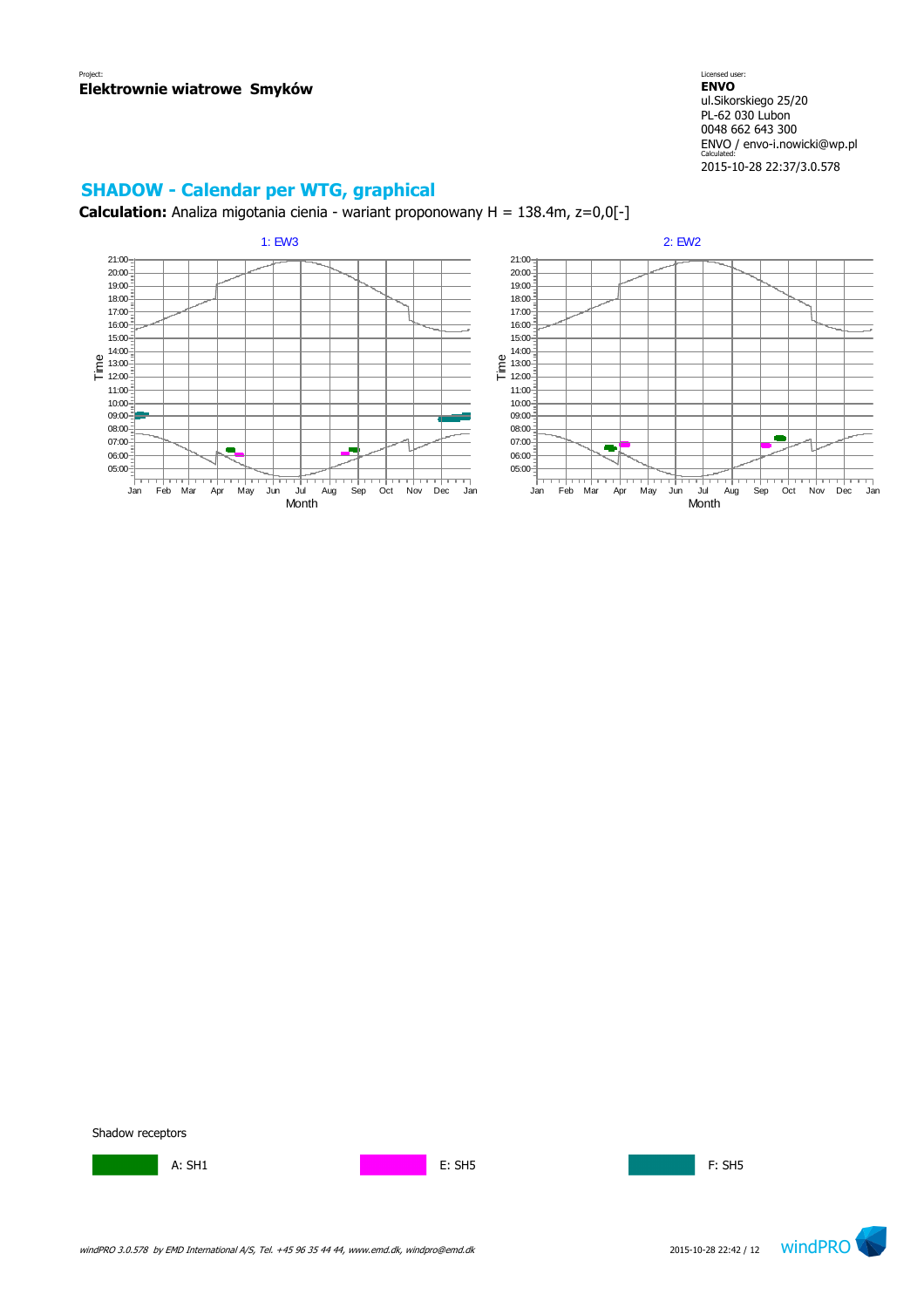Project:
**Elektrownie wiatrowe Smyków**

Licensed user:
**ENVO**
ul.Sikorskiego 25/20
PL-62 030 Lubon
0048 662 643 300
ENVO / envo-i.nowicki@wp.pl
Calculated:
2015-10-28 22:37/3.0.578

## SHADOW - Calendar per WTG, graphical

**Calculation:** Analiza migotania cienia - wariant proponowany H = 138.4m, z=0,0[-]

1: EW3

21:00
20:00
19:00
18:00
17:00
16:00
15:00
14:00
13:00
12:00
11:00
10:00
09:00
08:00
07:00
06:00
05:00

Time

Jan Feb Mar Apr May Jun Jul Aug Sep Oct Nov Dec Jan

Month

2: EW2

21:00
20:00
19:00
18:00
17:00
16:00
15:00
14:00
13:00
12:00
11:00
10:00
09:00
08:00
07:00
06:00
05:00

Time

Jan Feb Mar Apr May Jun Jul Aug Sep Oct Nov Dec Jan

Month

Shadow receptors

A: SH1

E: SH5

F: SH5

*windPRO 3.0.578 by EMD International A/S, Tel. +45 96 35 44 44, www.emd.dk, windpro@emd.dk*